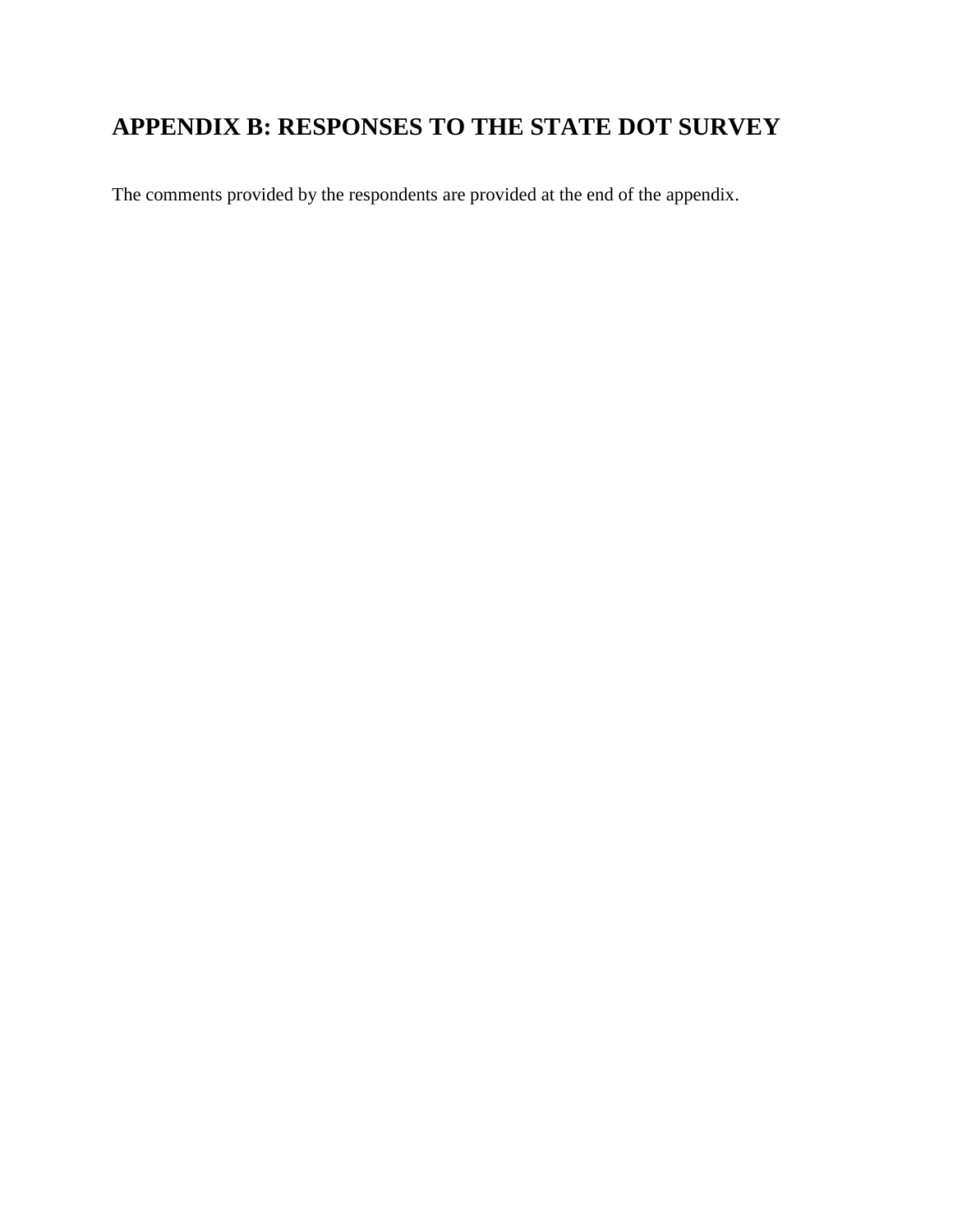# APPENDIX B: RESPONSES TO THE STATE DOT SURVEY

The comments provided by the respondents are provided at the end of the appendix.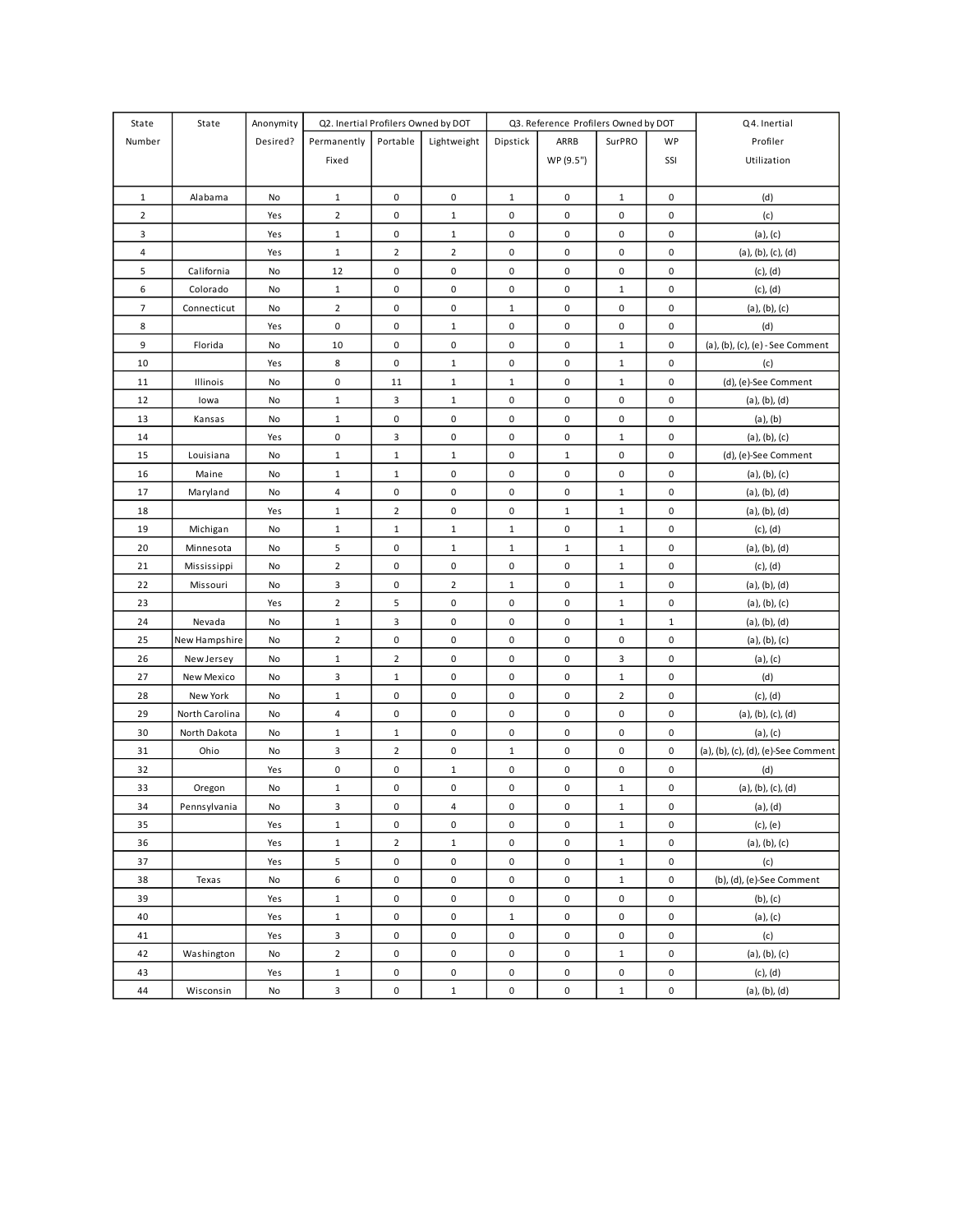| State Number | State | Anonymity Desired? | Q2. Inertial Profilers Owned by DOT | | | Q3. Reference Profilers Owned by DOT | | | | Q4. Inertial Profiler Utilization |
|---|---|---|---|---|---|---|---|---|---|---|
| | | | Permanently Fixed | Portable | Lightweight | Dipstick | ARRB WP (9.5") | SurPRO | WP SSI | |
| 1 | Alabama | No | 1 | 0 | 0 | 1 | 0 | 1 | 0 | (d) |
| 2 | | Yes | 2 | 0 | 1 | 0 | 0 | 0 | 0 | (c) |
| 3 | | Yes | 1 | 0 | 1 | 0 | 0 | 0 | 0 | (a), (c) |
| 4 | | Yes | 1 | 2 | 2 | 0 | 0 | 0 | 0 | (a), (b), (c), (d) |
| 5 | California | No | 12 | 0 | 0 | 0 | 0 | 0 | 0 | (c), (d) |
| 6 | Colorado | No | 1 | 0 | 0 | 0 | 0 | 1 | 0 | (c), (d) |
| 7 | Connecticut | No | 2 | 0 | 0 | 1 | 0 | 0 | 0 | (a), (b), (c) |
| 8 | | Yes | 0 | 0 | 1 | 0 | 0 | 0 | 0 | (d) |
| 9 | Florida | No | 10 | 0 | 0 | 0 | 0 | 1 | 0 | (a), (b), (c), (e) - See Comment |
| 10 | | Yes | 8 | 0 | 1 | 0 | 0 | 1 | 0 | (c) |
| 11 | Illinois | No | 0 | 11 | 1 | 1 | 0 | 1 | 0 | (d), (e)-See Comment |
| 12 | Iowa | No | 1 | 3 | 1 | 0 | 0 | 0 | 0 | (a), (b), (d) |
| 13 | Kansas | No | 1 | 0 | 0 | 0 | 0 | 0 | 0 | (a), (b) |
| 14 | | Yes | 0 | 3 | 0 | 0 | 0 | 1 | 0 | (a), (b), (c) |
| 15 | Louisiana | No | 1 | 1 | 1 | 0 | 1 | 0 | 0 | (d), (e)-See Comment |
| 16 | Maine | No | 1 | 1 | 0 | 0 | 0 | 0 | 0 | (a), (b), (c) |
| 17 | Maryland | No | 4 | 0 | 0 | 0 | 0 | 1 | 0 | (a), (b), (d) |
| 18 | | Yes | 1 | 2 | 0 | 0 | 1 | 1 | 0 | (a), (b), (d) |
| 19 | Michigan | No | 1 | 1 | 1 | 1 | 0 | 1 | 0 | (c), (d) |
| 20 | Minnesota | No | 5 | 0 | 1 | 1 | 1 | 1 | 0 | (a), (b), (d) |
| 21 | Mississippi | No | 2 | 0 | 0 | 0 | 0 | 1 | 0 | (c), (d) |
| 22 | Missouri | No | 3 | 0 | 2 | 1 | 0 | 1 | 0 | (a), (b), (d) |
| 23 | | Yes | 2 | 5 | 0 | 0 | 0 | 1 | 0 | (a), (b), (c) |
| 24 | Nevada | No | 1 | 3 | 0 | 0 | 0 | 1 | 1 | (a), (b), (d) |
| 25 | New Hampshire | No | 2 | 0 | 0 | 0 | 0 | 0 | 0 | (a), (b), (c) |
| 26 | New Jersey | No | 1 | 2 | 0 | 0 | 0 | 3 | 0 | (a), (c) |
| 27 | New Mexico | No | 3 | 1 | 0 | 0 | 0 | 1 | 0 | (d) |
| 28 | New York | No | 1 | 0 | 0 | 0 | 0 | 2 | 0 | (c), (d) |
| 29 | North Carolina | No | 4 | 0 | 0 | 0 | 0 | 0 | 0 | (a), (b), (c), (d) |
| 30 | North Dakota | No | 1 | 1 | 0 | 0 | 0 | 0 | 0 | (a), (c) |
| 31 | Ohio | No | 3 | 2 | 0 | 1 | 0 | 0 | 0 | (a), (b), (c), (d), (e)-See Comment |
| 32 | | Yes | 0 | 0 | 1 | 0 | 0 | 0 | 0 | (d) |
| 33 | Oregon | No | 1 | 0 | 0 | 0 | 0 | 1 | 0 | (a), (b), (c), (d) |
| 34 | Pennsylvania | No | 3 | 0 | 4 | 0 | 0 | 1 | 0 | (a), (d) |
| 35 | | Yes | 1 | 0 | 0 | 0 | 0 | 1 | 0 | (c), (e) |
| 36 | | Yes | 1 | 2 | 1 | 0 | 0 | 1 | 0 | (a), (b), (c) |
| 37 | | Yes | 5 | 0 | 0 | 0 | 0 | 1 | 0 | (c) |
| 38 | Texas | No | 6 | 0 | 0 | 0 | 0 | 1 | 0 | (b), (d), (e)-See Comment |
| 39 | | Yes | 1 | 0 | 0 | 0 | 0 | 0 | 0 | (b), (c) |
| 40 | | Yes | 1 | 0 | 0 | 1 | 0 | 0 | 0 | (a), (c) |
| 41 | | Yes | 3 | 0 | 0 | 0 | 0 | 0 | 0 | (c) |
| 42 | Washington | No | 2 | 0 | 0 | 0 | 0 | 1 | 0 | (a), (b), (c) |
| 43 | | Yes | 1 | 0 | 0 | 0 | 0 | 0 | 0 | (c), (d) |
| 44 | Wisconsin | No | 3 | 0 | 1 | 0 | 0 | 1 | 0 | (a), (b), (d) |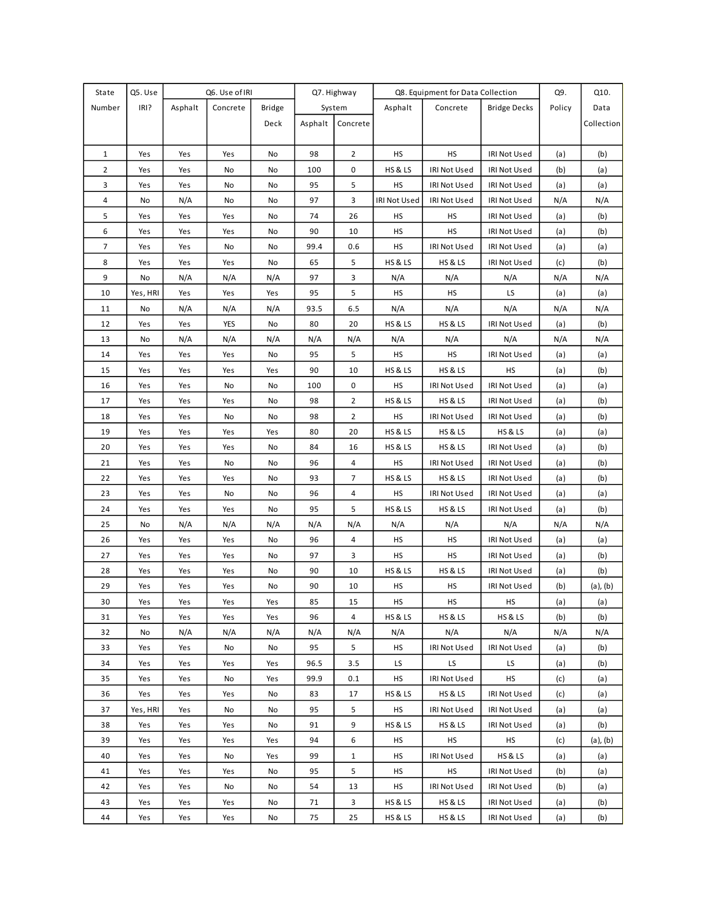| State Number | Q5. Use IRI? | Q6. Use of IRI | | | Q7. Highway System | | Q8. Equipment for Data Collection | | | Q9. Policy | Q10. Data Collection |
|---|---|---|---|---|---|---|---|---|---|---|---|
| | | Asphalt | Concrete | Bridge Deck | Asphalt | Concrete | Asphalt | Concrete | Bridge Decks | | |
| 1 | Yes | Yes | Yes | No | 98 | 2 | HS | HS | IRI Not Used | (a) | (b) |
| 2 | Yes | Yes | No | No | 100 | 0 | HS & LS | IRI Not Used | IRI Not Used | (b) | (a) |
| 3 | Yes | Yes | No | No | 95 | 5 | HS | IRI Not Used | IRI Not Used | (a) | (a) |
| 4 | No | N/A | No | No | 97 | 3 | IRI Not Used | IRI Not Used | IRI Not Used | N/A | N/A |
| 5 | Yes | Yes | Yes | No | 74 | 26 | HS | HS | IRI Not Used | (a) | (b) |
| 6 | Yes | Yes | Yes | No | 90 | 10 | HS | HS | IRI Not Used | (a) | (b) |
| 7 | Yes | Yes | No | No | 99.4 | 0.6 | HS | IRI Not Used | IRI Not Used | (a) | (a) |
| 8 | Yes | Yes | Yes | No | 65 | 5 | HS & LS | HS & LS | IRI Not Used | (c) | (b) |
| 9 | No | N/A | N/A | N/A | 97 | 3 | N/A | N/A | N/A | N/A | N/A |
| 10 | Yes, HRI | Yes | Yes | Yes | 95 | 5 | HS | HS | LS | (a) | (a) |
| 11 | No | N/A | N/A | N/A | 93.5 | 6.5 | N/A | N/A | N/A | N/A | N/A |
| 12 | Yes | Yes | YES | No | 80 | 20 | HS & LS | HS & LS | IRI Not Used | (a) | (b) |
| 13 | No | N/A | N/A | N/A | N/A | N/A | N/A | N/A | N/A | N/A | N/A |
| 14 | Yes | Yes | Yes | No | 95 | 5 | HS | HS | IRI Not Used | (a) | (a) |
| 15 | Yes | Yes | Yes | Yes | 90 | 10 | HS & LS | HS & LS | HS | (a) | (b) |
| 16 | Yes | Yes | No | No | 100 | 0 | HS | IRI Not Used | IRI Not Used | (a) | (a) |
| 17 | Yes | Yes | Yes | No | 98 | 2 | HS & LS | HS & LS | IRI Not Used | (a) | (b) |
| 18 | Yes | Yes | No | No | 98 | 2 | HS | IRI Not Used | IRI Not Used | (a) | (b) |
| 19 | Yes | Yes | Yes | Yes | 80 | 20 | HS & LS | HS & LS | HS & LS | (a) | (a) |
| 20 | Yes | Yes | Yes | No | 84 | 16 | HS & LS | HS & LS | IRI Not Used | (a) | (b) |
| 21 | Yes | Yes | No | No | 96 | 4 | HS | IRI Not Used | IRI Not Used | (a) | (b) |
| 22 | Yes | Yes | Yes | No | 93 | 7 | HS & LS | HS & LS | IRI Not Used | (a) | (b) |
| 23 | Yes | Yes | No | No | 96 | 4 | HS | IRI Not Used | IRI Not Used | (a) | (a) |
| 24 | Yes | Yes | Yes | No | 95 | 5 | HS & LS | HS & LS | IRI Not Used | (a) | (b) |
| 25 | No | N/A | N/A | N/A | N/A | N/A | N/A | N/A | N/A | N/A | N/A |
| 26 | Yes | Yes | Yes | No | 96 | 4 | HS | HS | IRI Not Used | (a) | (a) |
| 27 | Yes | Yes | Yes | No | 97 | 3 | HS | HS | IRI Not Used | (a) | (b) |
| 28 | Yes | Yes | Yes | No | 90 | 10 | HS & LS | HS & LS | IRI Not Used | (a) | (b) |
| 29 | Yes | Yes | Yes | No | 90 | 10 | HS | HS | IRI Not Used | (b) | (a), (b) |
| 30 | Yes | Yes | Yes | Yes | 85 | 15 | HS | HS | HS | (a) | (a) |
| 31 | Yes | Yes | Yes | Yes | 96 | 4 | HS & LS | HS & LS | HS & LS | (b) | (b) |
| 32 | No | N/A | N/A | N/A | N/A | N/A | N/A | N/A | N/A | N/A | N/A |
| 33 | Yes | Yes | No | No | 95 | 5 | HS | IRI Not Used | IRI Not Used | (a) | (b) |
| 34 | Yes | Yes | Yes | Yes | 96.5 | 3.5 | LS | LS | LS | (a) | (b) |
| 35 | Yes | Yes | No | Yes | 99.9 | 0.1 | HS | IRI Not Used | HS | (c) | (a) |
| 36 | Yes | Yes | Yes | No | 83 | 17 | HS & LS | HS & LS | IRI Not Used | (c) | (a) |
| 37 | Yes, HRI | Yes | No | No | 95 | 5 | HS | IRI Not Used | IRI Not Used | (a) | (a) |
| 38 | Yes | Yes | Yes | No | 91 | 9 | HS & LS | HS & LS | IRI Not Used | (a) | (b) |
| 39 | Yes | Yes | Yes | Yes | 94 | 6 | HS | HS | HS | (c) | (a), (b) |
| 40 | Yes | Yes | No | Yes | 99 | 1 | HS | IRI Not Used | HS & LS | (a) | (a) |
| 41 | Yes | Yes | Yes | No | 95 | 5 | HS | HS | IRI Not Used | (b) | (a) |
| 42 | Yes | Yes | No | No | 54 | 13 | HS | IRI Not Used | IRI Not Used | (b) | (a) |
| 43 | Yes | Yes | Yes | No | 71 | 3 | HS & LS | HS & LS | IRI Not Used | (a) | (b) |
| 44 | Yes | Yes | Yes | No | 75 | 25 | HS & LS | HS & LS | IRI Not Used | (a) | (b) |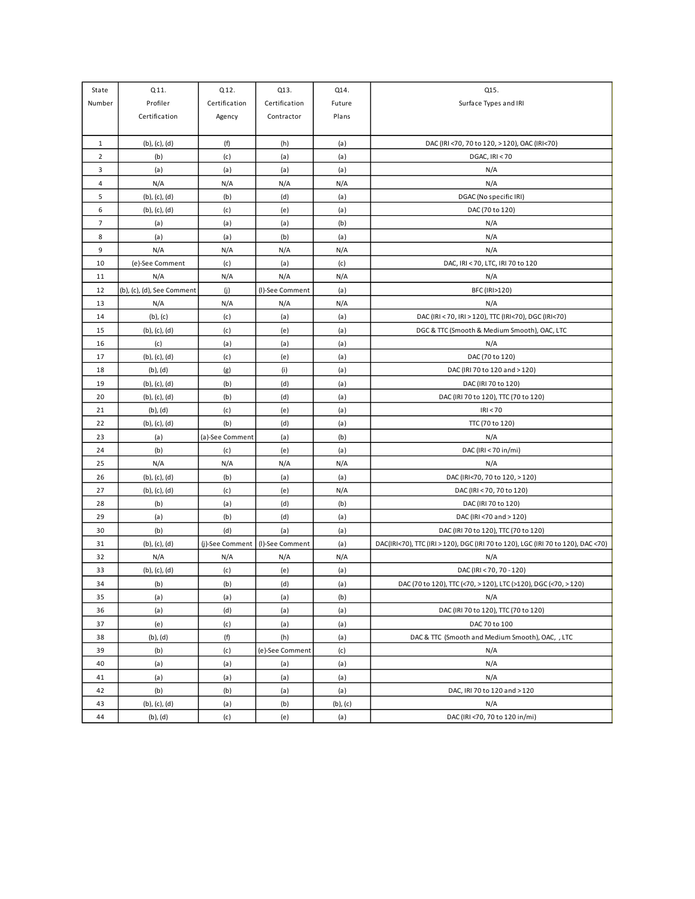| State Number | Q11. Profiler Certification | Q12. Certification Agency | Q13. Certification Contractor | Q14. Future Plans | Q15. Surface Types and IRI |
|---|---|---|---|---|---|
| 1 | (b), (c), (d) | (f) | (h) | (a) | DAC (IRI <70, 70 to 120, > 120), OAC (IRI<70) |
| 2 | (b) | (c) | (a) | (a) | DGAC, IRI < 70 |
| 3 | (a) | (a) | (a) | (a) | N/A |
| 4 | N/A | N/A | N/A | N/A | N/A |
| 5 | (b), (c), (d) | (b) | (d) | (a) | DGAC (No specific IRI) |
| 6 | (b), (c), (d) | (c) | (e) | (a) | DAC (70 to 120) |
| 7 | (a) | (a) | (a) | (b) | N/A |
| 8 | (a) | (a) | (b) | (a) | N/A |
| 9 | N/A | N/A | N/A | N/A | N/A |
| 10 | (e)-See Comment | (c) | (a) | (c) | DAC, IRI < 70, LTC, IRI 70 to 120 |
| 11 | N/A | N/A | N/A | N/A | N/A |
| 12 | (b), (c), (d), See Comment | (j) | (l)-See Comment | (a) | BFC (IRI>120) |
| 13 | N/A | N/A | N/A | N/A | N/A |
| 14 | (b), (c) | (c) | (a) | (a) | DAC (IRI < 70, IRI > 120), TTC (IRI<70), DGC (IRI<70) |
| 15 | (b), (c), (d) | (c) | (e) | (a) | DGC & TTC (Smooth & Medium Smooth), OAC, LTC |
| 16 | (c) | (a) | (a) | (a) | N/A |
| 17 | (b), (c), (d) | (c) | (e) | (a) | DAC (70 to 120) |
| 18 | (b), (d) | (g) | (i) | (a) | DAC (IRI 70 to 120 and > 120) |
| 19 | (b), (c), (d) | (b) | (d) | (a) | DAC (IRI 70 to 120) |
| 20 | (b), (c), (d) | (b) | (d) | (a) | DAC (IRI 70 to 120), TTC (70 to 120) |
| 21 | (b), (d) | (c) | (e) | (a) | IRI < 70 |
| 22 | (b), (c), (d) | (b) | (d) | (a) | TTC (70 to 120) |
| 23 | (a) | (a)-See Comment | (a) | (b) | N/A |
| 24 | (b) | (c) | (e) | (a) | DAC (IRI < 70 in/mi) |
| 25 | N/A | N/A | N/A | N/A | N/A |
| 26 | (b), (c), (d) | (b) | (a) | (a) | DAC (IRI<70, 70 to 120, > 120) |
| 27 | (b), (c), (d) | (c) | (e) | N/A | DAC (IRI < 70, 70 to 120) |
| 28 | (b) | (a) | (d) | (b) | DAC (IRI 70 to 120) |
| 29 | (a) | (b) | (d) | (a) | DAC (IRI <70 and > 120) |
| 30 | (b) | (d) | (a) | (a) | DAC (IRI 70 to 120), TTC (70 to 120) |
| 31 | (b), (c), (d) | (j)-See Comment | (l)-See Comment | (a) | DAC(IRI<70), TTC (IRI > 120), DGC (IRI 70 to 120), LGC (IRI 70 to 120), DAC <70) |
| 32 | N/A | N/A | N/A | N/A | N/A |
| 33 | (b), (c), (d) | (c) | (e) | (a) | DAC (IRI < 70, 70 - 120) |
| 34 | (b) | (b) | (d) | (a) | DAC (70 to 120), TTC (<70, > 120), LTC (>120), DGC (<70, > 120) |
| 35 | (a) | (a) | (a) | (b) | N/A |
| 36 | (a) | (d) | (a) | (a) | DAC (IRI 70 to 120), TTC (70 to 120) |
| 37 | (e) | (c) | (a) | (a) | DAC 70 to 100 |
| 38 | (b), (d) | (f) | (h) | (a) | DAC & TTC (Smooth and Medium Smooth), OAC, , LTC |
| 39 | (b) | (c) | (e)-See Comment | (c) | N/A |
| 40 | (a) | (a) | (a) | (a) | N/A |
| 41 | (a) | (a) | (a) | (a) | N/A |
| 42 | (b) | (b) | (a) | (a) | DAC, IRI 70 to 120 and > 120 |
| 43 | (b), (c), (d) | (a) | (b) | (b), (c) | N/A |
| 44 | (b), (d) | (c) | (e) | (a) | DAC (IRI <70, 70 to 120 in/mi) |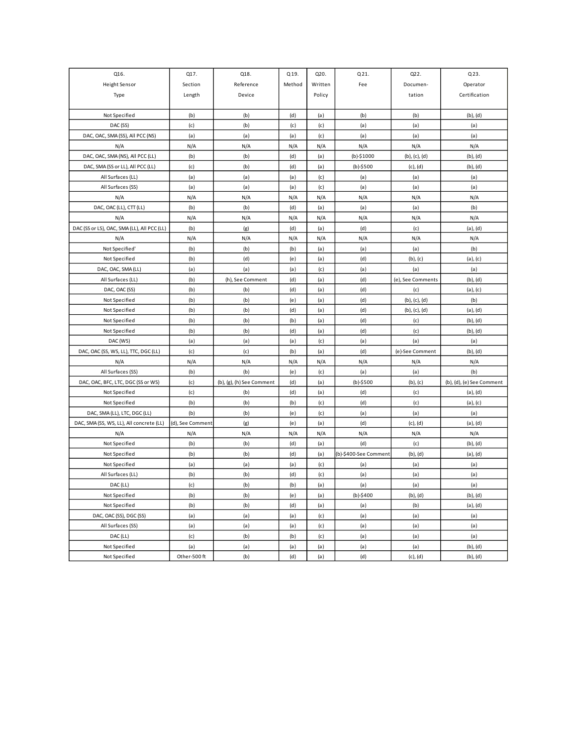| Q16. Height Sensor Type | Q17. Section Length | Q18. Reference Device | Q 19. Method | Q20. Written Policy | Q 21. Fee | Q22. Documen-tation | Q 23. Operator Certification |
|---|---|---|---|---|---|---|---|
| Not Specified | (b) | (b) | (d) | (a) | (b) | (b) | (b), (d) |
| DAC (SS) | (c) | (b) | (c) | (c) | (a) | (a) | (a) |
| DAC, OAC, SMA (SS), All PCC (NS) | (a) | (a) | (a) | (c) | (a) | (a) | (a) |
| N/A | N/A | N/A | N/A | N/A | N/A | N/A | N/A |
| DAC, OAC, SMA (NS), All PCC (LL) | (b) | (b) | (d) | (a) | (b)-$1000 | (b), (c), (d) | (b), (d) |
| DAC, SMA (SS or LL), All PCC (LL) | (c) | (b) | (d) | (a) | (b)-$500 | (c), (d) | (b), (d) |
| All Surfaces (LL) | (a) | (a) | (a) | (c) | (a) | (a) | (a) |
| All Surfaces (SS) | (a) | (a) | (a) | (c) | (a) | (a) | (a) |
| N/A | N/A | N/A | N/A | N/A | N/A | N/A | N/A |
| DAC, OAC (LL), CTT (LL) | (b) | (b) | (d) | (a) | (a) | (a) | (b) |
| N/A | N/A | N/A | N/A | N/A | N/A | N/A | N/A |
| DAC (SS or LS), OAC, SMA (LL), All PCC (LL) | (b) | (g) | (d) | (a) | (d) | (c) | (a), (d) |
| N/A | N/A | N/A | N/A | N/A | N/A | N/A | N/A |
| Not Specified' | (b) | (b) | (b) | (a) | (a) | (a) | (b) |
| Not Specified | (b) | (d) | (e) | (a) | (d) | (b), (c) | (a), (c) |
| DAC, OAC, SMA (LL) | (a) | (a) | (a) | (c) | (a) | (a) | (a) |
| All Surfaces (LL) | (b) | (h), See Comment | (d) | (a) | (d) | (e), See Comments | (b), (d) |
| DAC, OAC (SS) | (b) | (b) | (d) | (a) | (d) | (c) | (a), (c) |
| Not Specified | (b) | (b) | (e) | (a) | (d) | (b), (c), (d) | (b) |
| Not Specified | (b) | (b) | (d) | (a) | (d) | (b), (c), (d) | (a), (d) |
| Not Specified | (b) | (b) | (b) | (a) | (d) | (c) | (b), (d) |
| Not Specified | (b) | (b) | (d) | (a) | (d) | (c) | (b), (d) |
| DAC (WS) | (a) | (a) | (a) | (c) | (a) | (a) | (a) |
| DAC, OAC (SS, WS, LL), TTC, DGC (LL) | (c) | (c) | (b) | (a) | (d) | (e)-See Comment | (b), (d) |
| N/A | N/A | N/A | N/A | N/A | N/A | N/A | N/A |
| All Surfaces (SS) | (b) | (b) | (e) | (c) | (a) | (a) | (b) |
| DAC, OAC, BFC, LTC, DGC (SS or WS) | (c) | (b), (g), (h) See Comment | (d) | (a) | (b)-$500 | (b), (c) | (b), (d), (e) See Comment |
| Not Specified | (c) | (b) | (d) | (a) | (d) | (c) | (a), (d) |
| Not Specified | (b) | (b) | (b) | (c) | (d) | (c) | (a), (c) |
| DAC, SMA (LL), LTC, DGC (LL) | (b) | (b) | (e) | (c) | (a) | (a) | (a) |
| DAC, SMA (SS, WS, LL), All concrete (LL) | (d), See Comment | (g) | (e) | (a) | (d) | (c), (d) | (a), (d) |
| N/A | N/A | N/A | N/A | N/A | N/A | N/A | N/A |
| Not Specified | (b) | (b) | (d) | (a) | (d) | (c) | (b), (d) |
| Not Specified | (b) | (b) | (d) | (a) | (b)-$400-See Comment | (b), (d) | (a), (d) |
| Not Specified | (a) | (a) | (a) | (c) | (a) | (a) | (a) |
| All Surfaces (LL) | (b) | (b) | (d) | (c) | (a) | (a) | (a) |
| DAC (LL) | (c) | (b) | (b) | (a) | (a) | (a) | (a) |
| Not Specified | (b) | (b) | (e) | (a) | (b)-$400 | (b), (d) | (b), (d) |
| Not Specified | (b) | (b) | (d) | (a) | (a) | (b) | (a), (d) |
| DAC, OAC (SS), DGC (SS) | (a) | (a) | (a) | (c) | (a) | (a) | (a) |
| All Surfaces (SS) | (a) | (a) | (a) | (c) | (a) | (a) | (a) |
| DAC (LL) | (c) | (b) | (b) | (c) | (a) | (a) | (a) |
| Not Specified | (a) | (a) | (a) | (a) | (a) | (a) | (b), (d) |
| Not Specified | Other-500 ft | (b) | (d) | (a) | (d) | (c), (d) | (b), (d) |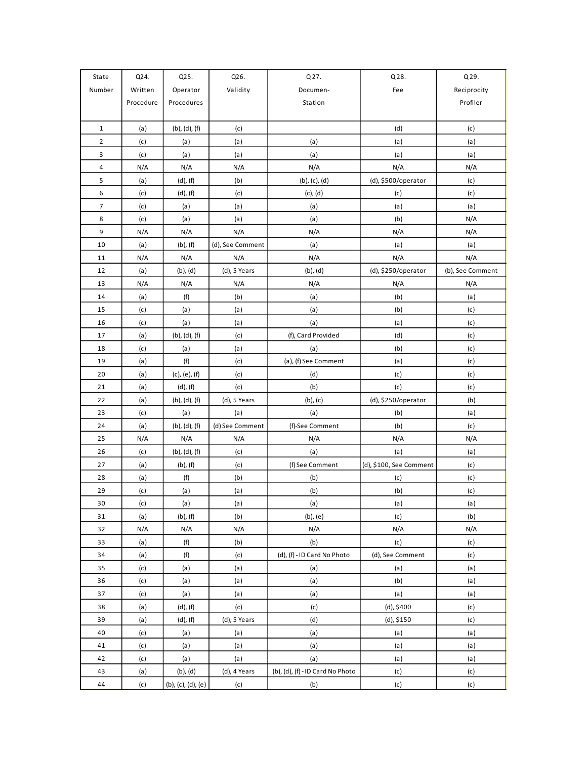| State Number | Q24. Written Procedure | Q25. Operator Procedures | Q26. Validity | Q27. Documen-Station | Q28. Fee | Q29. Reciprocity Profiler |
|---|---|---|---|---|---|---|
| 1 | (a) | (b), (d), (f) | (c) | | (d) | (c) |
| 2 | (c) | (a) | (a) | (a) | (a) | (a) |
| 3 | (c) | (a) | (a) | (a) | (a) | (a) |
| 4 | N/A | N/A | N/A | N/A | N/A | N/A |
| 5 | (a) | (d), (f) | (b) | (b), (c), (d) | (d), $500/operator | (c) |
| 6 | (c) | (d), (f) | (c) | (c), (d) | (c) | (c) |
| 7 | (c) | (a) | (a) | (a) | (a) | (a) |
| 8 | (c) | (a) | (a) | (a) | (b) | N/A |
| 9 | N/A | N/A | N/A | N/A | N/A | N/A |
| 10 | (a) | (b), (f) | (d), See Comment | (a) | (a) | (a) |
| 11 | N/A | N/A | N/A | N/A | N/A | N/A |
| 12 | (a) | (b), (d) | (d), 5 Years | (b), (d) | (d), $250/operator | (b), See Comment |
| 13 | N/A | N/A | N/A | N/A | N/A | N/A |
| 14 | (a) | (f) | (b) | (a) | (b) | (a) |
| 15 | (c) | (a) | (a) | (a) | (b) | (c) |
| 16 | (c) | (a) | (a) | (a) | (a) | (c) |
| 17 | (a) | (b), (d), (f) | (c) | (f), Card Provided | (d) | (c) |
| 18 | (c) | (a) | (a) | (a) | (b) | (c) |
| 19 | (a) | (f) | (c) | (a), (f) See Comment | (a) | (c) |
| 20 | (a) | (c), (e), (f) | (c) | (d) | (c) | (c) |
| 21 | (a) | (d), (f) | (c) | (b) | (c) | (c) |
| 22 | (a) | (b), (d), (f) | (d), 5 Years | (b), (c) | (d), $250/operator | (b) |
| 23 | (c) | (a) | (a) | (a) | (b) | (a) |
| 24 | (a) | (b), (d), (f) | (d) See Comment | (f)-See Comment | (b) | (c) |
| 25 | N/A | N/A | N/A | N/A | N/A | N/A |
| 26 | (c) | (b), (d), (f) | (c) | (a) | (a) | (a) |
| 27 | (a) | (b), (f) | (c) | (f) See Comment | (d), $100, See Comment | (c) |
| 28 | (a) | (f) | (b) | (b) | (c) | (c) |
| 29 | (c) | (a) | (a) | (b) | (b) | (c) |
| 30 | (c) | (a) | (a) | (a) | (a) | (a) |
| 31 | (a) | (b), (f) | (b) | (b), (e) | (c) | (b) |
| 32 | N/A | N/A | N/A | N/A | N/A | N/A |
| 33 | (a) | (f) | (b) | (b) | (c) | (c) |
| 34 | (a) | (f) | (c) | (d), (f) - ID Card No Photo | (d), See Comment | (c) |
| 35 | (c) | (a) | (a) | (a) | (a) | (a) |
| 36 | (c) | (a) | (a) | (a) | (b) | (a) |
| 37 | (c) | (a) | (a) | (a) | (a) | (a) |
| 38 | (a) | (d), (f) | (c) | (c) | (d), $400 | (c) |
| 39 | (a) | (d), (f) | (d), 5 Years | (d) | (d), $150 | (c) |
| 40 | (c) | (a) | (a) | (a) | (a) | (a) |
| 41 | (c) | (a) | (a) | (a) | (a) | (a) |
| 42 | (c) | (a) | (a) | (a) | (a) | (a) |
| 43 | (a) | (b), (d) | (d), 4 Years | (b), (d), (f) - ID Card No Photo | (c) | (c) |
| 44 | (c) | (b), (c), (d), (e) | (c) | (b) | (c) | (c) |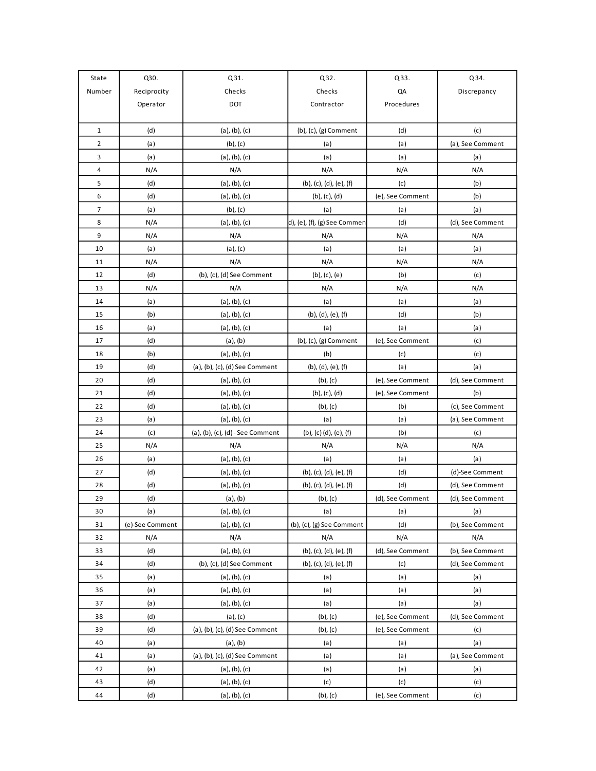| State Number | Q30. Reciprocity Operator | Q31. Checks DOT | Q32. Checks Contractor | Q33. QA Procedures | Q34. Discrepancy |
|---|---|---|---|---|---|
| 1 | (d) | (a), (b), (c) | (b), (c), (g) Comment | (d) | (c) |
| 2 | (a) | (b), (c) | (a) | (a) | (a), See Comment |
| 3 | (a) | (a), (b), (c) | (a) | (a) | (a) |
| 4 | N/A | N/A | N/A | N/A | N/A |
| 5 | (d) | (a), (b), (c) | (b), (c), (d), (e), (f) | (c) | (b) |
| 6 | (d) | (a), (b), (c) | (b), (c), (d) | (e), See Comment | (b) |
| 7 | (a) | (b), (c) | (a) | (a) | (a) |
| 8 | N/A | (a), (b), (c) | d), (e), (f), (g) See Commen | (d) | (d), See Comment |
| 9 | N/A | N/A | N/A | N/A | N/A |
| 10 | (a) | (a), (c) | (a) | (a) | (a) |
| 11 | N/A | N/A | N/A | N/A | N/A |
| 12 | (d) | (b), (c), (d) See Comment | (b), (c), (e) | (b) | (c) |
| 13 | N/A | N/A | N/A | N/A | N/A |
| 14 | (a) | (a), (b), (c) | (a) | (a) | (a) |
| 15 | (b) | (a), (b), (c) | (b), (d), (e), (f) | (d) | (b) |
| 16 | (a) | (a), (b), (c) | (a) | (a) | (a) |
| 17 | (d) | (a), (b) | (b), (c), (g) Comment | (e), See Comment | (c) |
| 18 | (b) | (a), (b), (c) | (b) | (c) | (c) |
| 19 | (d) | (a), (b), (c), (d) See Comment | (b), (d), (e), (f) | (a) | (a) |
| 20 | (d) | (a), (b), (c) | (b), (c) | (e), See Comment | (d), See Comment |
| 21 | (d) | (a), (b), (c) | (b), (c), (d) | (e), See Comment | (b) |
| 22 | (d) | (a), (b), (c) | (b), (c) | (b) | (c), See Comment |
| 23 | (a) | (a), (b), (c) | (a) | (a) | (a), See Comment |
| 24 | (c) | (a), (b), (c), (d) - See Comment | (b), (c) (d), (e), (f) | (b) | (c) |
| 25 | N/A | N/A | N/A | N/A | N/A |
| 26 | (a) | (a), (b), (c) | (a) | (a) | (a) |
| 27 | (d) | (a), (b), (c) | (b), (c), (d), (e), (f) | (d) | (d)-See Comment |
| 28 | (d) | (a), (b), (c) | (b), (c), (d), (e), (f) | (d) | (d), See Comment |
| 29 | (d) | (a), (b) | (b), (c) | (d), See Comment | (d), See Comment |
| 30 | (a) | (a), (b), (c) | (a) | (a) | (a) |
| 31 | (e)-See Comment | (a), (b), (c) | (b), (c), (g) See Comment | (d) | (b), See Comment |
| 32 | N/A | N/A | N/A | N/A | N/A |
| 33 | (d) | (a), (b), (c) | (b), (c), (d), (e), (f) | (d), See Comment | (b), See Comment |
| 34 | (d) | (b), (c), (d) See Comment | (b), (c), (d), (e), (f) | (c) | (d), See Comment |
| 35 | (a) | (a), (b), (c) | (a) | (a) | (a) |
| 36 | (a) | (a), (b), (c) | (a) | (a) | (a) |
| 37 | (a) | (a), (b), (c) | (a) | (a) | (a) |
| 38 | (d) | (a), (c) | (b), (c) | (e), See Comment | (d), See Comment |
| 39 | (d) | (a), (b), (c), (d) See Comment | (b), (c) | (e), See Comment | (c) |
| 40 | (a) | (a), (b) | (a) | (a) | (a) |
| 41 | (a) | (a), (b), (c), (d) See Comment | (a) | (a) | (a), See Comment |
| 42 | (a) | (a), (b), (c) | (a) | (a) | (a) |
| 43 | (d) | (a), (b), (c) | (c) | (c) | (c) |
| 44 | (d) | (a), (b), (c) | (b), (c) | (e), See Comment | (c) |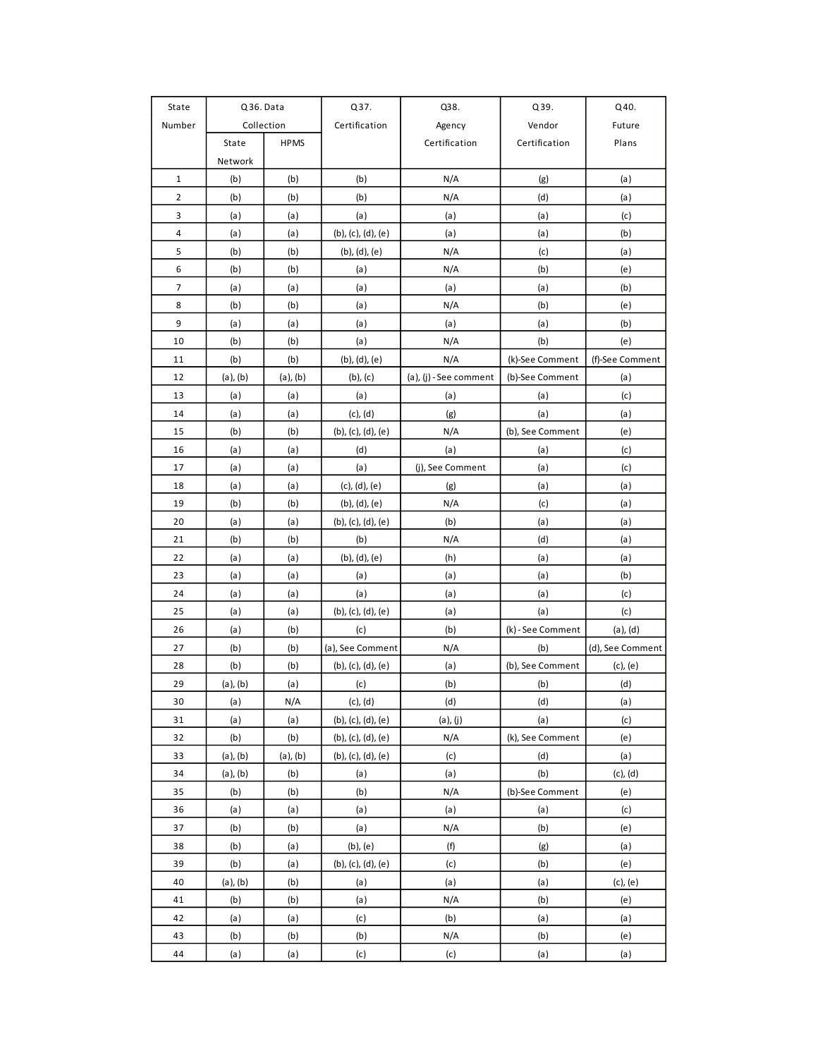| State Number | Q36. Data Collection | | Q37. Certification | Q38. Agency Certification | Q39. Vendor Certification | Q40. Future Plans |
|---|---|---|---|---|---|---|
| | State Network | HPMS | | | | |
| 1 | (b) | (b) | (b) | N/A | (g) | (a) |
| 2 | (b) | (b) | (b) | N/A | (d) | (a) |
| 3 | (a) | (a) | (a) | (a) | (a) | (c) |
| 4 | (a) | (a) | (b), (c), (d), (e) | (a) | (a) | (b) |
| 5 | (b) | (b) | (b), (d), (e) | N/A | (c) | (a) |
| 6 | (b) | (b) | (a) | N/A | (b) | (e) |
| 7 | (a) | (a) | (a) | (a) | (a) | (b) |
| 8 | (b) | (b) | (a) | N/A | (b) | (e) |
| 9 | (a) | (a) | (a) | (a) | (a) | (b) |
| 10 | (b) | (b) | (a) | N/A | (b) | (e) |
| 11 | (b) | (b) | (b), (d), (e) | N/A | (k)-See Comment | (f)-See Comment |
| 12 | (a), (b) | (a), (b) | (b), (c) | (a), (j) - See comment | (b)-See Comment | (a) |
| 13 | (a) | (a) | (a) | (a) | (a) | (c) |
| 14 | (a) | (a) | (c), (d) | (g) | (a) | (a) |
| 15 | (b) | (b) | (b), (c), (d), (e) | N/A | (b), See Comment | (e) |
| 16 | (a) | (a) | (d) | (a) | (a) | (c) |
| 17 | (a) | (a) | (a) | (j), See Comment | (a) | (c) |
| 18 | (a) | (a) | (c), (d), (e) | (g) | (a) | (a) |
| 19 | (b) | (b) | (b), (d), (e) | N/A | (c) | (a) |
| 20 | (a) | (a) | (b), (c), (d), (e) | (b) | (a) | (a) |
| 21 | (b) | (b) | (b) | N/A | (d) | (a) |
| 22 | (a) | (a) | (b), (d), (e) | (h) | (a) | (a) |
| 23 | (a) | (a) | (a) | (a) | (a) | (b) |
| 24 | (a) | (a) | (a) | (a) | (a) | (c) |
| 25 | (a) | (a) | (b), (c), (d), (e) | (a) | (a) | (c) |
| 26 | (a) | (b) | (c) | (b) | (k) - See Comment | (a), (d) |
| 27 | (b) | (b) | (a), See Comment | N/A | (b) | (d), See Comment |
| 28 | (b) | (b) | (b), (c), (d), (e) | (a) | (b), See Comment | (c), (e) |
| 29 | (a), (b) | (a) | (c) | (b) | (b) | (d) |
| 30 | (a) | N/A | (c), (d) | (d) | (d) | (a) |
| 31 | (a) | (a) | (b), (c), (d), (e) | (a), (j) | (a) | (c) |
| 32 | (b) | (b) | (b), (c), (d), (e) | N/A | (k), See Comment | (e) |
| 33 | (a), (b) | (a), (b) | (b), (c), (d), (e) | (c) | (d) | (a) |
| 34 | (a), (b) | (b) | (a) | (a) | (b) | (c), (d) |
| 35 | (b) | (b) | (b) | N/A | (b)-See Comment | (e) |
| 36 | (a) | (a) | (a) | (a) | (a) | (c) |
| 37 | (b) | (b) | (a) | N/A | (b) | (e) |
| 38 | (b) | (a) | (b), (e) | (f) | (g) | (a) |
| 39 | (b) | (a) | (b), (c), (d), (e) | (c) | (b) | (e) |
| 40 | (a), (b) | (b) | (a) | (a) | (a) | (c), (e) |
| 41 | (b) | (b) | (a) | N/A | (b) | (e) |
| 42 | (a) | (a) | (c) | (b) | (a) | (a) |
| 43 | (b) | (b) | (b) | N/A | (b) | (e) |
| 44 | (a) | (a) | (c) | (c) | (a) | (a) |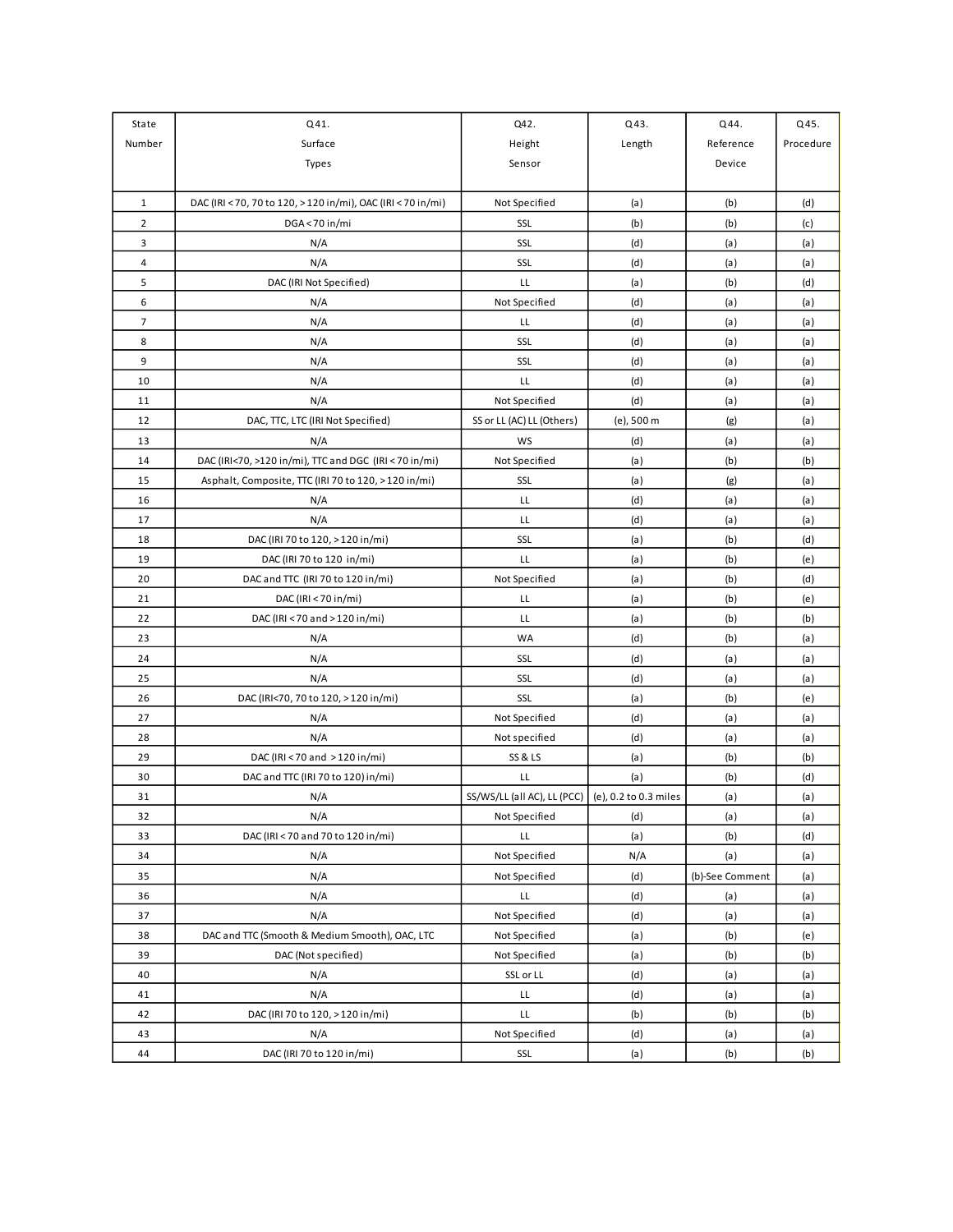| State Number | Q41. Surface Types | Q42. Height Sensor | Q43. Length | Q44. Reference Device | Q45. Procedure |
|---|---|---|---|---|---|
| 1 | DAC (IRI < 70, 70 to 120, > 120 in/mi), OAC (IRI < 70 in/mi) | Not Specified | (a) | (b) | (d) |
| 2 | DGA < 70 in/mi | SSL | (b) | (b) | (c) |
| 3 | N/A | SSL | (d) | (a) | (a) |
| 4 | N/A | SSL | (d) | (a) | (a) |
| 5 | DAC (IRI Not Specified) | LL | (a) | (b) | (d) |
| 6 | N/A | Not Specified | (d) | (a) | (a) |
| 7 | N/A | LL | (d) | (a) | (a) |
| 8 | N/A | SSL | (d) | (a) | (a) |
| 9 | N/A | SSL | (d) | (a) | (a) |
| 10 | N/A | LL | (d) | (a) | (a) |
| 11 | N/A | Not Specified | (d) | (a) | (a) |
| 12 | DAC, TTC, LTC (IRI Not Specified) | SS or LL (AC) LL (Others) | (e), 500 m | (g) | (a) |
| 13 | N/A | WS | (d) | (a) | (a) |
| 14 | DAC (IRI<70, >120 in/mi), TTC and DGC (IRI < 70 in/mi) | Not Specified | (a) | (b) | (b) |
| 15 | Asphalt, Composite, TTC (IRI 70 to 120, > 120 in/mi) | SSL | (a) | (g) | (a) |
| 16 | N/A | LL | (d) | (a) | (a) |
| 17 | N/A | LL | (d) | (a) | (a) |
| 18 | DAC (IRI 70 to 120, > 120 in/mi) | SSL | (a) | (b) | (d) |
| 19 | DAC (IRI 70 to 120 in/mi) | LL | (a) | (b) | (e) |
| 20 | DAC and TTC (IRI 70 to 120 in/mi) | Not Specified | (a) | (b) | (d) |
| 21 | DAC (IRI < 70 in/mi) | LL | (a) | (b) | (e) |
| 22 | DAC (IRI < 70 and > 120 in/mi) | LL | (a) | (b) | (b) |
| 23 | N/A | WA | (d) | (b) | (a) |
| 24 | N/A | SSL | (d) | (a) | (a) |
| 25 | N/A | SSL | (d) | (a) | (a) |
| 26 | DAC (IRI<70, 70 to 120, > 120 in/mi) | SSL | (a) | (b) | (e) |
| 27 | N/A | Not Specified | (d) | (a) | (a) |
| 28 | N/A | Not specified | (d) | (a) | (a) |
| 29 | DAC (IRI < 70 and > 120 in/mi) | SS & LS | (a) | (b) | (b) |
| 30 | DAC and TTC (IRI 70 to 120) in/mi) | LL | (a) | (b) | (d) |
| 31 | N/A | SS/WS/LL (all AC), LL (PCC) | (e), 0.2 to 0.3 miles | (a) | (a) |
| 32 | N/A | Not Specified | (d) | (a) | (a) |
| 33 | DAC (IRI < 70 and 70 to 120 in/mi) | LL | (a) | (b) | (d) |
| 34 | N/A | Not Specified | N/A | (a) | (a) |
| 35 | N/A | Not Specified | (d) | (b)-See Comment | (a) |
| 36 | N/A | LL | (d) | (a) | (a) |
| 37 | N/A | Not Specified | (d) | (a) | (a) |
| 38 | DAC and TTC (Smooth & Medium Smooth), OAC, LTC | Not Specified | (a) | (b) | (e) |
| 39 | DAC (Not specified) | Not Specified | (a) | (b) | (b) |
| 40 | N/A | SSL or LL | (d) | (a) | (a) |
| 41 | N/A | LL | (d) | (a) | (a) |
| 42 | DAC (IRI 70 to 120, > 120 in/mi) | LL | (b) | (b) | (b) |
| 43 | N/A | Not Specified | (d) | (a) | (a) |
| 44 | DAC (IRI 70 to 120 in/mi) | SSL | (a) | (b) | (b) |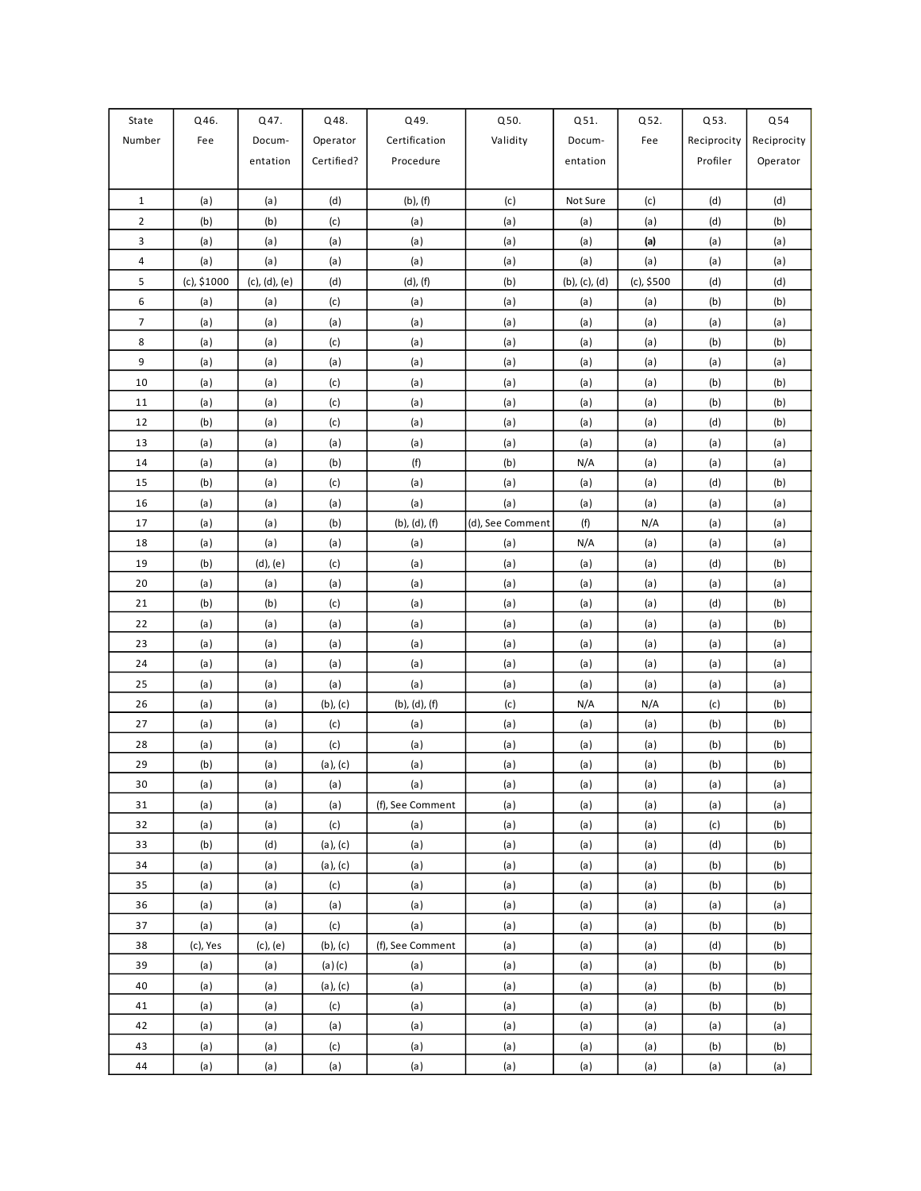| State Number | Q46. Fee | Q47. Documentation | Q48. Operator Certified? | Q49. Certification Procedure | Q50. Validity | Q51. Documentation | Q52. Fee | Q53. Reciprocity Profiler | Q54 Reciprocity Operator |
|---|---|---|---|---|---|---|---|---|---|
| 1 | (a) | (a) | (d) | (b), (f) | (c) | Not Sure | (c) | (d) | (d) |
| 2 | (b) | (b) | (c) | (a) | (a) | (a) | (a) | (d) | (b) |
| 3 | (a) | (a) | (a) | (a) | (a) | (a) | **(a)** | (a) | (a) |
| 4 | (a) | (a) | (a) | (a) | (a) | (a) | (a) | (a) | (a) |
| 5 | (c), $1000 | (c), (d), (e) | (d) | (d), (f) | (b) | (b), (c), (d) | (c), $500 | (d) | (d) |
| 6 | (a) | (a) | (c) | (a) | (a) | (a) | (a) | (b) | (b) |
| 7 | (a) | (a) | (a) | (a) | (a) | (a) | (a) | (a) | (a) |
| 8 | (a) | (a) | (c) | (a) | (a) | (a) | (a) | (b) | (b) |
| 9 | (a) | (a) | (a) | (a) | (a) | (a) | (a) | (a) | (a) |
| 10 | (a) | (a) | (c) | (a) | (a) | (a) | (a) | (b) | (b) |
| 11 | (a) | (a) | (c) | (a) | (a) | (a) | (a) | (b) | (b) |
| 12 | (b) | (a) | (c) | (a) | (a) | (a) | (a) | (d) | (b) |
| 13 | (a) | (a) | (a) | (a) | (a) | (a) | (a) | (a) | (a) |
| 14 | (a) | (a) | (b) | (f) | (b) | N/A | (a) | (a) | (a) |
| 15 | (b) | (a) | (c) | (a) | (a) | (a) | (a) | (d) | (b) |
| 16 | (a) | (a) | (a) | (a) | (a) | (a) | (a) | (a) | (a) |
| 17 | (a) | (a) | (b) | (b), (d), (f) | (d), See Comment | (f) | N/A | (a) | (a) |
| 18 | (a) | (a) | (a) | (a) | (a) | N/A | (a) | (a) | (a) |
| 19 | (b) | (d), (e) | (c) | (a) | (a) | (a) | (a) | (d) | (b) |
| 20 | (a) | (a) | (a) | (a) | (a) | (a) | (a) | (a) | (a) |
| 21 | (b) | (b) | (c) | (a) | (a) | (a) | (a) | (d) | (b) |
| 22 | (a) | (a) | (a) | (a) | (a) | (a) | (a) | (a) | (b) |
| 23 | (a) | (a) | (a) | (a) | (a) | (a) | (a) | (a) | (a) |
| 24 | (a) | (a) | (a) | (a) | (a) | (a) | (a) | (a) | (a) |
| 25 | (a) | (a) | (a) | (a) | (a) | (a) | (a) | (a) | (a) |
| 26 | (a) | (a) | (b), (c) | (b), (d), (f) | (c) | N/A | N/A | (c) | (b) |
| 27 | (a) | (a) | (c) | (a) | (a) | (a) | (a) | (b) | (b) |
| 28 | (a) | (a) | (c) | (a) | (a) | (a) | (a) | (b) | (b) |
| 29 | (b) | (a) | (a), (c) | (a) | (a) | (a) | (a) | (b) | (b) |
| 30 | (a) | (a) | (a) | (a) | (a) | (a) | (a) | (a) | (a) |
| 31 | (a) | (a) | (a) | (f), See Comment | (a) | (a) | (a) | (a) | (a) |
| 32 | (a) | (a) | (c) | (a) | (a) | (a) | (a) | (c) | (b) |
| 33 | (b) | (d) | (a), (c) | (a) | (a) | (a) | (a) | (d) | (b) |
| 34 | (a) | (a) | (a), (c) | (a) | (a) | (a) | (a) | (b) | (b) |
| 35 | (a) | (a) | (c) | (a) | (a) | (a) | (a) | (b) | (b) |
| 36 | (a) | (a) | (a) | (a) | (a) | (a) | (a) | (a) | (a) |
| 37 | (a) | (a) | (c) | (a) | (a) | (a) | (a) | (b) | (b) |
| 38 | (c), Yes | (c), (e) | (b), (c) | (f), See Comment | (a) | (a) | (a) | (d) | (b) |
| 39 | (a) | (a) | (a) (c) | (a) | (a) | (a) | (a) | (b) | (b) |
| 40 | (a) | (a) | (a), (c) | (a) | (a) | (a) | (a) | (b) | (b) |
| 41 | (a) | (a) | (c) | (a) | (a) | (a) | (a) | (b) | (b) |
| 42 | (a) | (a) | (a) | (a) | (a) | (a) | (a) | (a) | (a) |
| 43 | (a) | (a) | (c) | (a) | (a) | (a) | (a) | (b) | (b) |
| 44 | (a) | (a) | (a) | (a) | (a) | (a) | (a) | (a) | (a) |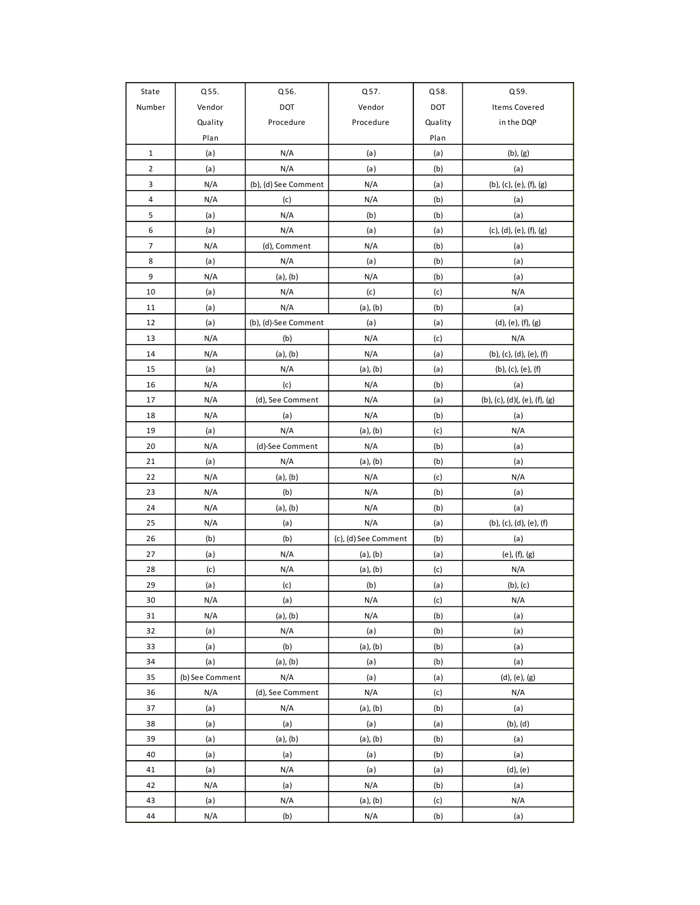| State Number | Q55. Vendor Quality Plan | Q56. DOT Procedure | Q57. Vendor Procedure | Q58. DOT Quality Plan | Q59. Items Covered in the DQP |
|---|---|---|---|---|---|
| 1 | (a) | N/A | (a) | (a) | (b), (g) |
| 2 | (a) | N/A | (a) | (b) | (a) |
| 3 | N/A | (b), (d) See Comment | N/A | (a) | (b), (c), (e), (f), (g) |
| 4 | N/A | (c) | N/A | (b) | (a) |
| 5 | (a) | N/A | (b) | (b) | (a) |
| 6 | (a) | N/A | (a) | (a) | (c), (d), (e), (f), (g) |
| 7 | N/A | (d), Comment | N/A | (b) | (a) |
| 8 | (a) | N/A | (a) | (b) | (a) |
| 9 | N/A | (a), (b) | N/A | (b) | (a) |
| 10 | (a) | N/A | (c) | (c) | N/A |
| 11 | (a) | N/A | (a), (b) | (b) | (a) |
| 12 | (a) | (b), (d)-See Comment | (a) | (a) | (d), (e), (f), (g) |
| 13 | N/A | (b) | N/A | (c) | N/A |
| 14 | N/A | (a), (b) | N/A | (a) | (b), (c), (d), (e), (f) |
| 15 | (a) | N/A | (a), (b) | (a) | (b), (c), (e), (f) |
| 16 | N/A | (c) | N/A | (b) | (a) |
| 17 | N/A | (d), See Comment | N/A | (a) | (b), (c), (d)(, (e), (f), (g) |
| 18 | N/A | (a) | N/A | (b) | (a) |
| 19 | (a) | N/A | (a), (b) | (c) | N/A |
| 20 | N/A | (d)-See Comment | N/A | (b) | (a) |
| 21 | (a) | N/A | (a), (b) | (b) | (a) |
| 22 | N/A | (a), (b) | N/A | (c) | N/A |
| 23 | N/A | (b) | N/A | (b) | (a) |
| 24 | N/A | (a), (b) | N/A | (b) | (a) |
| 25 | N/A | (a) | N/A | (a) | (b), (c), (d), (e), (f) |
| 26 | (b) | (b) | (c), (d) See Comment | (b) | (a) |
| 27 | (a) | N/A | (a), (b) | (a) | (e), (f), (g) |
| 28 | (c) | N/A | (a), (b) | (c) | N/A |
| 29 | (a) | (c) | (b) | (a) | (b), (c) |
| 30 | N/A | (a) | N/A | (c) | N/A |
| 31 | N/A | (a), (b) | N/A | (b) | (a) |
| 32 | (a) | N/A | (a) | (b) | (a) |
| 33 | (a) | (b) | (a), (b) | (b) | (a) |
| 34 | (a) | (a), (b) | (a) | (b) | (a) |
| 35 | (b) See Comment | N/A | (a) | (a) | (d), (e), (g) |
| 36 | N/A | (d), See Comment | N/A | (c) | N/A |
| 37 | (a) | N/A | (a), (b) | (b) | (a) |
| 38 | (a) | (a) | (a) | (a) | (b), (d) |
| 39 | (a) | (a), (b) | (a), (b) | (b) | (a) |
| 40 | (a) | (a) | (a) | (b) | (a) |
| 41 | (a) | N/A | (a) | (a) | (d), (e) |
| 42 | N/A | (a) | N/A | (b) | (a) |
| 43 | (a) | N/A | (a), (b) | (c) | N/A |
| 44 | N/A | (b) | N/A | (b) | (a) |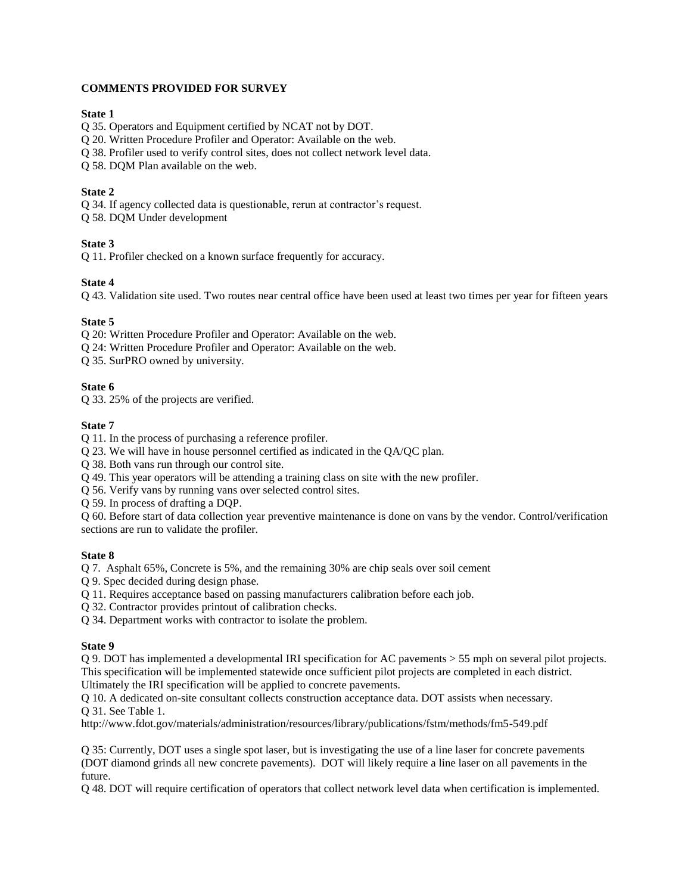**COMMENTS PROVIDED FOR SURVEY**

**State 1**

Q 35. Operators and Equipment certified by NCAT not by DOT.
Q 20. Written Procedure Profiler and Operator: Available on the web.
Q 38. Profiler used to verify control sites, does not collect network level data.
Q 58. DQM Plan available on the web.

**State 2**

Q 34. If agency collected data is questionable, rerun at contractor's request.
Q 58. DQM Under development

**State 3**

Q 11. Profiler checked on a known surface frequently for accuracy.

**State 4**

Q 43. Validation site used. Two routes near central office have been used at least two times per year for fifteen years

**State 5**

Q 20: Written Procedure Profiler and Operator: Available on the web.
Q 24: Written Procedure Profiler and Operator: Available on the web.
Q 35. SurPRO owned by university.

**State 6**

Q 33. 25% of the projects are verified.

**State 7**

Q 11. In the process of purchasing a reference profiler.
Q 23. We will have in house personnel certified as indicated in the QA/QC plan.
Q 38. Both vans run through our control site.
Q 49. This year operators will be attending a training class on site with the new profiler.
Q 56. Verify vans by running vans over selected control sites.
Q 59. In process of drafting a DQP.
Q 60. Before start of data collection year preventive maintenance is done on vans by the vendor. Control/verification sections are run to validate the profiler.

**State 8**

Q 7. Asphalt 65%, Concrete is 5%, and the remaining 30% are chip seals over soil cement
Q 9. Spec decided during design phase.
Q 11. Requires acceptance based on passing manufacturers calibration before each job.
Q 32. Contractor provides printout of calibration checks.
Q 34. Department works with contractor to isolate the problem.

**State 9**

Q 9. DOT has implemented a developmental IRI specification for AC pavements > 55 mph on several pilot projects. This specification will be implemented statewide once sufficient pilot projects are completed in each district. Ultimately the IRI specification will be applied to concrete pavements.
Q 10. A dedicated on-site consultant collects construction acceptance data. DOT assists when necessary.
Q 31. See Table 1.
http://www.fdot.gov/materials/administration/resources/library/publications/fstm/methods/fm5-549.pdf

Q 35: Currently, DOT uses a single spot laser, but is investigating the use of a line laser for concrete pavements (DOT diamond grinds all new concrete pavements). DOT will likely require a line laser on all pavements in the future.
Q 48. DOT will require certification of operators that collect network level data when certification is implemented.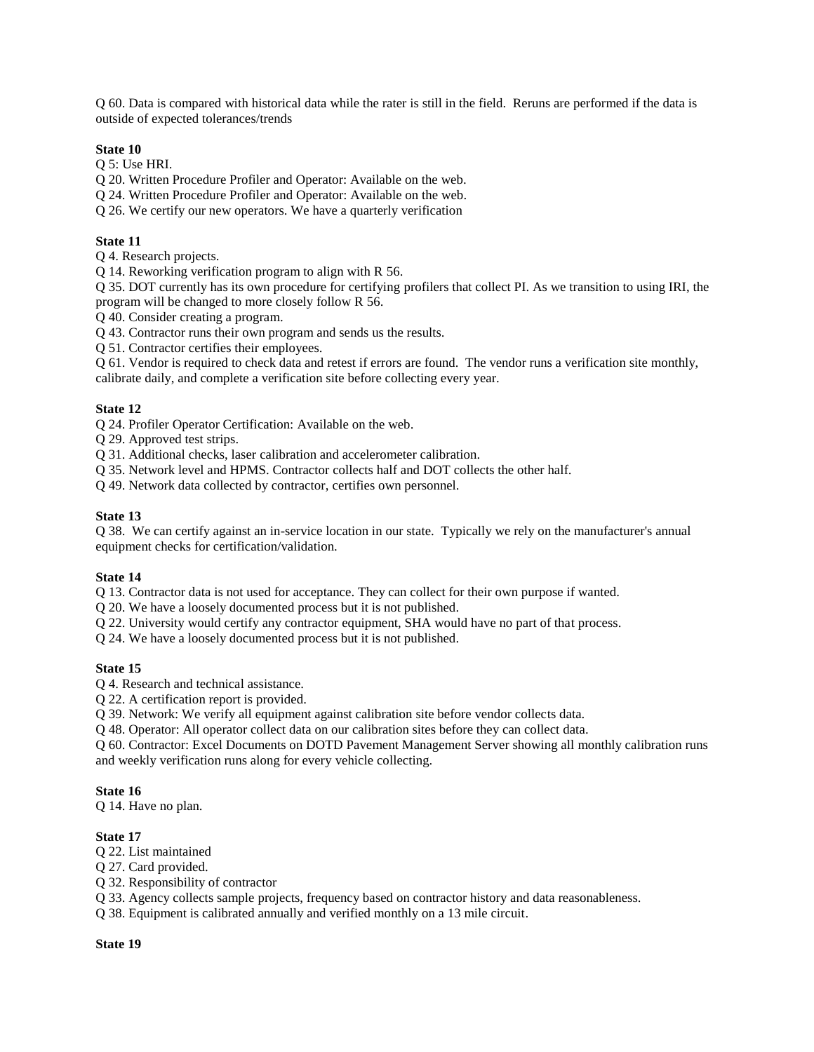Q 60. Data is compared with historical data while the rater is still in the field. Reruns are performed if the data is outside of expected tolerances/trends

**State 10**

Q 5: Use HRI.

Q 20. Written Procedure Profiler and Operator: Available on the web.

Q 24. Written Procedure Profiler and Operator: Available on the web.

Q 26. We certify our new operators. We have a quarterly verification

**State 11**

Q 4. Research projects.

Q 14. Reworking verification program to align with R 56.

Q 35. DOT currently has its own procedure for certifying profilers that collect PI. As we transition to using IRI, the program will be changed to more closely follow R 56.

Q 40. Consider creating a program.

Q 43. Contractor runs their own program and sends us the results.

Q 51. Contractor certifies their employees.

Q 61. Vendor is required to check data and retest if errors are found. The vendor runs a verification site monthly, calibrate daily, and complete a verification site before collecting every year.

**State 12**

Q 24. Profiler Operator Certification: Available on the web.

Q 29. Approved test strips.

Q 31. Additional checks, laser calibration and accelerometer calibration.

Q 35. Network level and HPMS. Contractor collects half and DOT collects the other half.

Q 49. Network data collected by contractor, certifies own personnel.

**State 13**

Q 38. We can certify against an in-service location in our state. Typically we rely on the manufacturer's annual equipment checks for certification/validation.

**State 14**

Q 13. Contractor data is not used for acceptance. They can collect for their own purpose if wanted.

Q 20. We have a loosely documented process but it is not published.

Q 22. University would certify any contractor equipment, SHA would have no part of that process.

Q 24. We have a loosely documented process but it is not published.

**State 15**

Q 4. Research and technical assistance.

Q 22. A certification report is provided.

Q 39. Network: We verify all equipment against calibration site before vendor collects data.

Q 48. Operator: All operator collect data on our calibration sites before they can collect data.

Q 60. Contractor: Excel Documents on DOTD Pavement Management Server showing all monthly calibration runs and weekly verification runs along for every vehicle collecting.

**State 16**

Q 14. Have no plan.

**State 17**

Q 22. List maintained

Q 27. Card provided.

Q 32. Responsibility of contractor

Q 33. Agency collects sample projects, frequency based on contractor history and data reasonableness.

Q 38. Equipment is calibrated annually and verified monthly on a 13 mile circuit.

**State 19**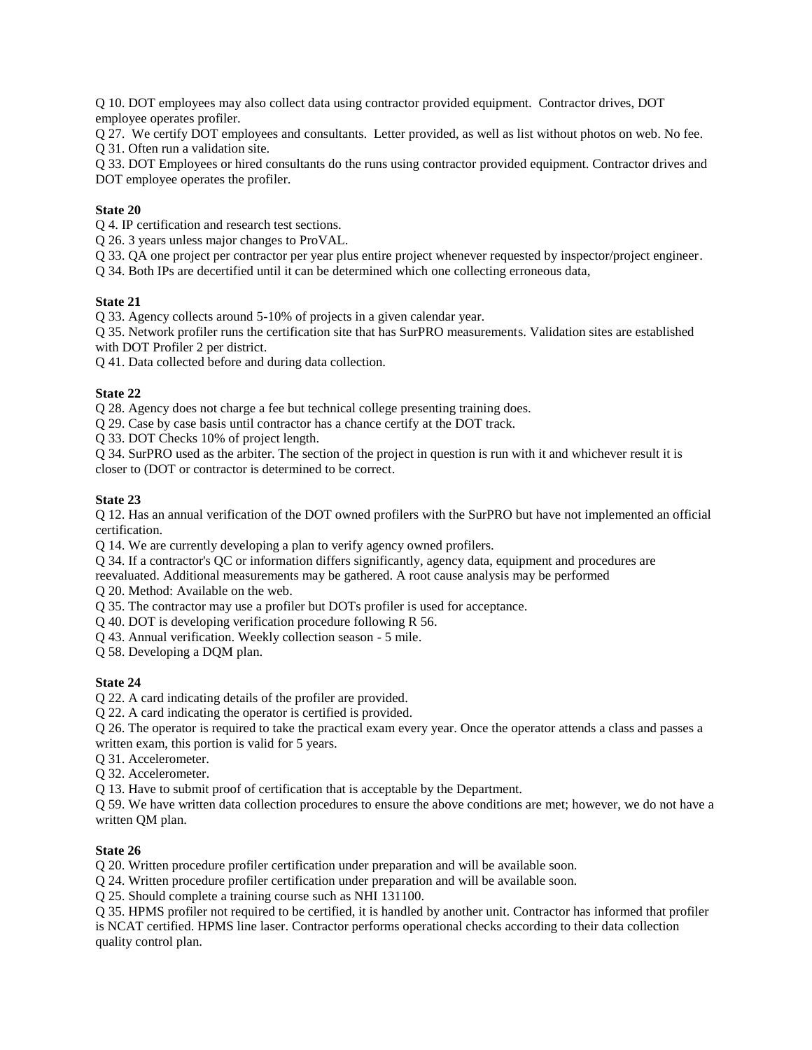Q 10. DOT employees may also collect data using contractor provided equipment. Contractor drives, DOT employee operates profiler.

Q 27. We certify DOT employees and consultants. Letter provided, as well as list without photos on web. No fee.

Q 31. Often run a validation site.

Q 33. DOT Employees or hired consultants do the runs using contractor provided equipment. Contractor drives and DOT employee operates the profiler.

**State 20**

Q 4. IP certification and research test sections.

Q 26. 3 years unless major changes to ProVAL.

Q 33. QA one project per contractor per year plus entire project whenever requested by inspector/project engineer.

Q 34. Both IPs are decertified until it can be determined which one collecting erroneous data,

**State 21**

Q 33. Agency collects around 5-10% of projects in a given calendar year.

Q 35. Network profiler runs the certification site that has SurPRO measurements. Validation sites are established with DOT Profiler 2 per district.

Q 41. Data collected before and during data collection.

**State 22**

Q 28. Agency does not charge a fee but technical college presenting training does.

Q 29. Case by case basis until contractor has a chance certify at the DOT track.

Q 33. DOT Checks 10% of project length.

Q 34. SurPRO used as the arbiter. The section of the project in question is run with it and whichever result it is closer to (DOT or contractor is determined to be correct.

**State 23**

Q 12. Has an annual verification of the DOT owned profilers with the SurPRO but have not implemented an official certification.

Q 14. We are currently developing a plan to verify agency owned profilers.

Q 34. If a contractor's QC or information differs significantly, agency data, equipment and procedures are reevaluated. Additional measurements may be gathered. A root cause analysis may be performed

Q 20. Method: Available on the web.

Q 35. The contractor may use a profiler but DOTs profiler is used for acceptance.

Q 40. DOT is developing verification procedure following R 56.

Q 43. Annual verification. Weekly collection season - 5 mile.

Q 58. Developing a DQM plan.

**State 24**

Q 22. A card indicating details of the profiler are provided.

Q 22. A card indicating the operator is certified is provided.

Q 26. The operator is required to take the practical exam every year. Once the operator attends a class and passes a written exam, this portion is valid for 5 years.

Q 31. Accelerometer.

Q 32. Accelerometer.

Q 13. Have to submit proof of certification that is acceptable by the Department.

Q 59. We have written data collection procedures to ensure the above conditions are met; however, we do not have a written QM plan.

**State 26**

Q 20. Written procedure profiler certification under preparation and will be available soon.

Q 24. Written procedure profiler certification under preparation and will be available soon.

Q 25. Should complete a training course such as NHI 131100.

Q 35. HPMS profiler not required to be certified, it is handled by another unit. Contractor has informed that profiler is NCAT certified. HPMS line laser. Contractor performs operational checks according to their data collection quality control plan.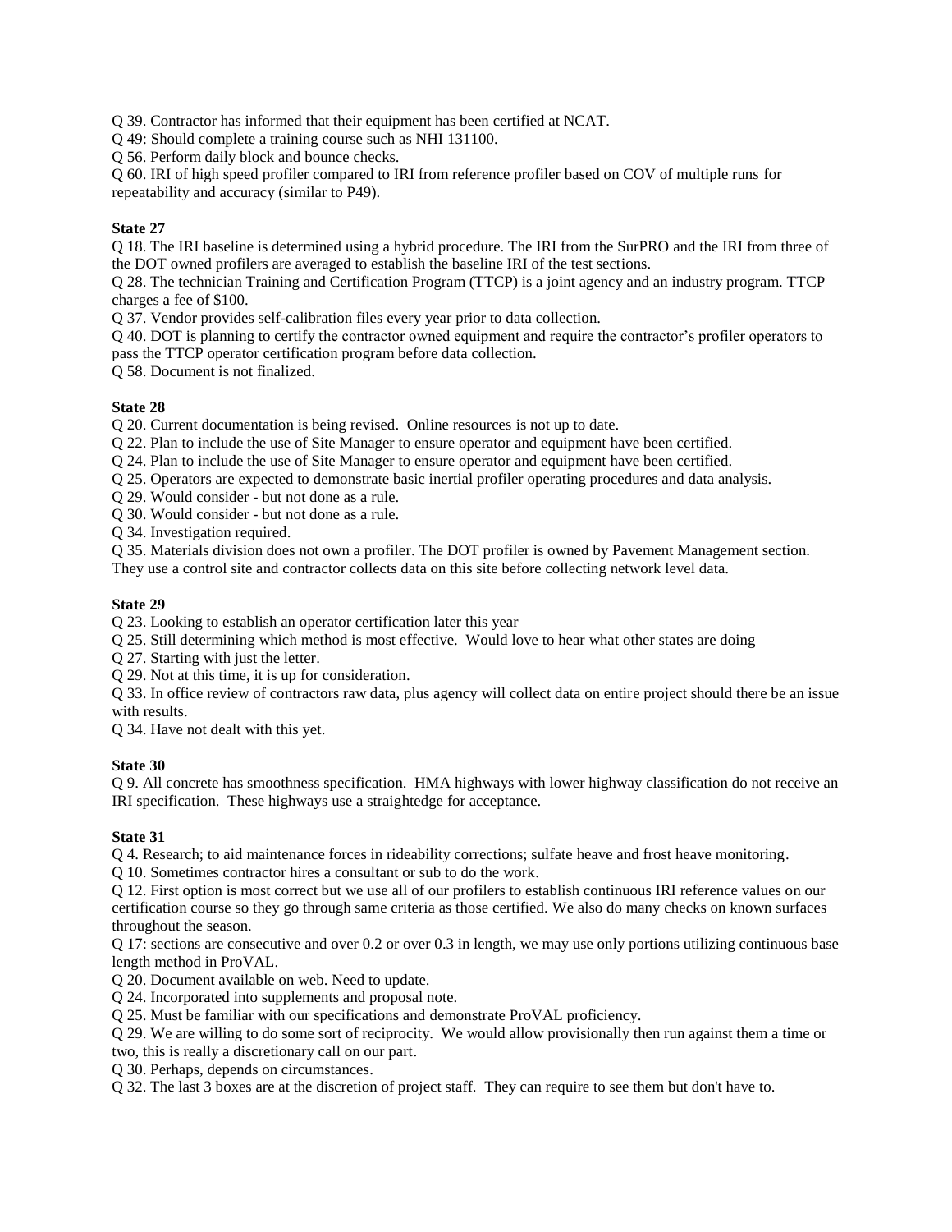Q 39. Contractor has informed that their equipment has been certified at NCAT.

Q 49: Should complete a training course such as NHI 131100.

Q 56. Perform daily block and bounce checks.

Q 60. IRI of high speed profiler compared to IRI from reference profiler based on COV of multiple runs for repeatability and accuracy (similar to P49).

**State 27**

Q 18. The IRI baseline is determined using a hybrid procedure. The IRI from the SurPRO and the IRI from three of the DOT owned profilers are averaged to establish the baseline IRI of the test sections.

Q 28. The technician Training and Certification Program (TTCP) is a joint agency and an industry program. TTCP charges a fee of $100.

Q 37. Vendor provides self-calibration files every year prior to data collection.

Q 40. DOT is planning to certify the contractor owned equipment and require the contractor's profiler operators to pass the TTCP operator certification program before data collection.

Q 58. Document is not finalized.

**State 28**

Q 20. Current documentation is being revised. Online resources is not up to date.

Q 22. Plan to include the use of Site Manager to ensure operator and equipment have been certified.

Q 24. Plan to include the use of Site Manager to ensure operator and equipment have been certified.

Q 25. Operators are expected to demonstrate basic inertial profiler operating procedures and data analysis.

Q 29. Would consider - but not done as a rule.

Q 30. Would consider - but not done as a rule.

Q 34. Investigation required.

Q 35. Materials division does not own a profiler. The DOT profiler is owned by Pavement Management section. They use a control site and contractor collects data on this site before collecting network level data.

**State 29**

Q 23. Looking to establish an operator certification later this year

Q 25. Still determining which method is most effective. Would love to hear what other states are doing

Q 27. Starting with just the letter.

Q 29. Not at this time, it is up for consideration.

Q 33. In office review of contractors raw data, plus agency will collect data on entire project should there be an issue with results.

Q 34. Have not dealt with this yet.

**State 30**

Q 9. All concrete has smoothness specification. HMA highways with lower highway classification do not receive an IRI specification. These highways use a straightedge for acceptance.

**State 31**

Q 4. Research; to aid maintenance forces in rideability corrections; sulfate heave and frost heave monitoring.

Q 10. Sometimes contractor hires a consultant or sub to do the work.

Q 12. First option is most correct but we use all of our profilers to establish continuous IRI reference values on our certification course so they go through same criteria as those certified. We also do many checks on known surfaces throughout the season.

Q 17: sections are consecutive and over 0.2 or over 0.3 in length, we may use only portions utilizing continuous base length method in ProVAL.

Q 20. Document available on web. Need to update.

Q 24. Incorporated into supplements and proposal note.

Q 25. Must be familiar with our specifications and demonstrate ProVAL proficiency.

Q 29. We are willing to do some sort of reciprocity. We would allow provisionally then run against them a time or two, this is really a discretionary call on our part.

Q 30. Perhaps, depends on circumstances.

Q 32. The last 3 boxes are at the discretion of project staff. They can require to see them but don't have to.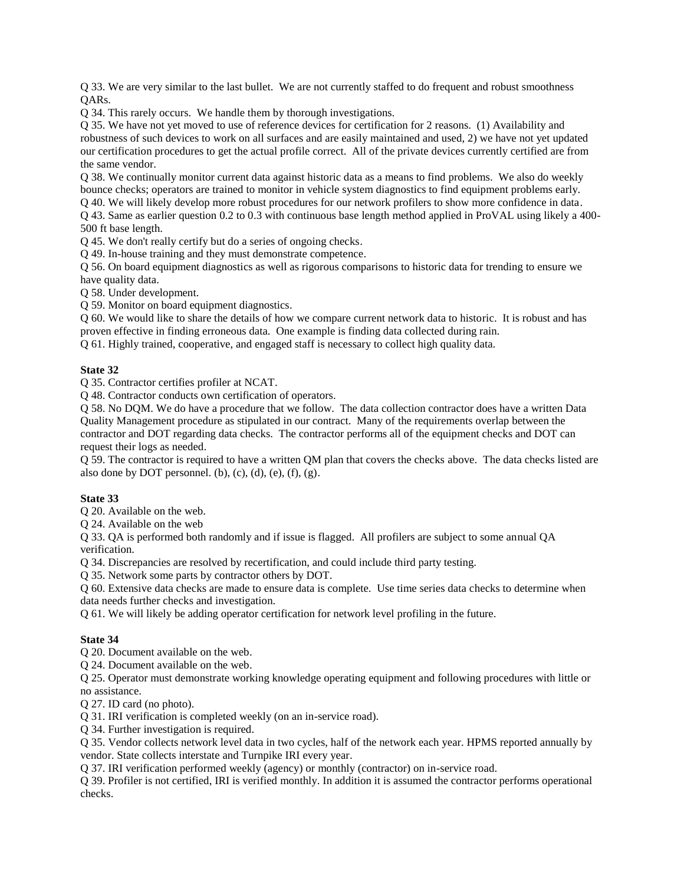Q 33. We are very similar to the last bullet. We are not currently staffed to do frequent and robust smoothness QARs.

Q 34. This rarely occurs. We handle them by thorough investigations.

Q 35. We have not yet moved to use of reference devices for certification for 2 reasons. (1) Availability and robustness of such devices to work on all surfaces and are easily maintained and used, 2) we have not yet updated our certification procedures to get the actual profile correct. All of the private devices currently certified are from the same vendor.

Q 38. We continually monitor current data against historic data as a means to find problems. We also do weekly bounce checks; operators are trained to monitor in vehicle system diagnostics to find equipment problems early.

Q 40. We will likely develop more robust procedures for our network profilers to show more confidence in data.

Q 43. Same as earlier question 0.2 to 0.3 with continuous base length method applied in ProVAL using likely a 400-500 ft base length.

Q 45. We don't really certify but do a series of ongoing checks.

Q 49. In-house training and they must demonstrate competence.

Q 56. On board equipment diagnostics as well as rigorous comparisons to historic data for trending to ensure we have quality data.

Q 58. Under development.

Q 59. Monitor on board equipment diagnostics.

Q 60. We would like to share the details of how we compare current network data to historic. It is robust and has proven effective in finding erroneous data. One example is finding data collected during rain.

Q 61. Highly trained, cooperative, and engaged staff is necessary to collect high quality data.

**State 32**

Q 35. Contractor certifies profiler at NCAT.

Q 48. Contractor conducts own certification of operators.

Q 58. No DQM. We do have a procedure that we follow. The data collection contractor does have a written Data Quality Management procedure as stipulated in our contract. Many of the requirements overlap between the contractor and DOT regarding data checks. The contractor performs all of the equipment checks and DOT can request their logs as needed.

Q 59. The contractor is required to have a written QM plan that covers the checks above. The data checks listed are also done by DOT personnel. (b), (c), (d), (e), (f), (g).

**State 33**

Q 20. Available on the web.

Q 24. Available on the web

Q 33. QA is performed both randomly and if issue is flagged. All profilers are subject to some annual QA verification.

Q 34. Discrepancies are resolved by recertification, and could include third party testing.

Q 35. Network some parts by contractor others by DOT.

Q 60. Extensive data checks are made to ensure data is complete. Use time series data checks to determine when data needs further checks and investigation.

Q 61. We will likely be adding operator certification for network level profiling in the future.

**State 34**

Q 20. Document available on the web.

Q 24. Document available on the web.

Q 25. Operator must demonstrate working knowledge operating equipment and following procedures with little or no assistance.

Q 27. ID card (no photo).

Q 31. IRI verification is completed weekly (on an in-service road).

Q 34. Further investigation is required.

Q 35. Vendor collects network level data in two cycles, half of the network each year. HPMS reported annually by vendor. State collects interstate and Turnpike IRI every year.

Q 37. IRI verification performed weekly (agency) or monthly (contractor) on in-service road.

Q 39. Profiler is not certified, IRI is verified monthly. In addition it is assumed the contractor performs operational checks.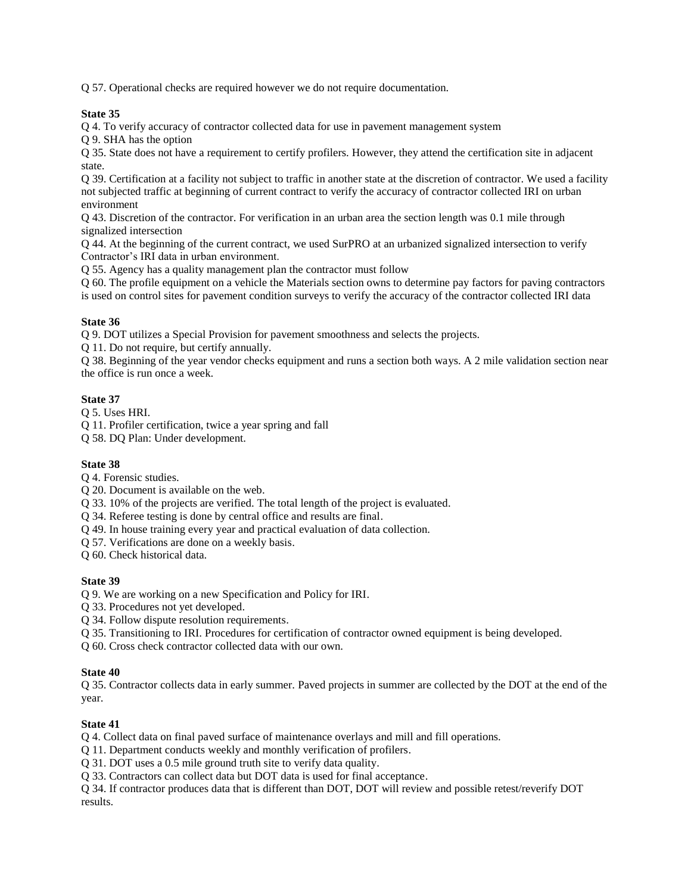Q 57. Operational checks are required however we do not require documentation.

**State 35**

Q 4. To verify accuracy of contractor collected data for use in pavement management system

Q 9. SHA has the option

Q 35. State does not have a requirement to certify profilers. However, they attend the certification site in adjacent state.

Q 39. Certification at a facility not subject to traffic in another state at the discretion of contractor. We used a facility not subjected traffic at beginning of current contract to verify the accuracy of contractor collected IRI on urban environment

Q 43. Discretion of the contractor. For verification in an urban area the section length was 0.1 mile through signalized intersection

Q 44. At the beginning of the current contract, we used SurPRO at an urbanized signalized intersection to verify Contractor's IRI data in urban environment.

Q 55. Agency has a quality management plan the contractor must follow

Q 60. The profile equipment on a vehicle the Materials section owns to determine pay factors for paving contractors is used on control sites for pavement condition surveys to verify the accuracy of the contractor collected IRI data

**State 36**

Q 9. DOT utilizes a Special Provision for pavement smoothness and selects the projects.

Q 11. Do not require, but certify annually.

Q 38. Beginning of the year vendor checks equipment and runs a section both ways. A 2 mile validation section near the office is run once a week.

**State 37**

Q 5. Uses HRI.

Q 11. Profiler certification, twice a year spring and fall

Q 58. DQ Plan: Under development.

**State 38**

Q 4. Forensic studies.

Q 20. Document is available on the web.

Q 33. 10% of the projects are verified. The total length of the project is evaluated.

Q 34. Referee testing is done by central office and results are final.

Q 49. In house training every year and practical evaluation of data collection.

Q 57. Verifications are done on a weekly basis.

Q 60. Check historical data.

**State 39**

Q 9. We are working on a new Specification and Policy for IRI.

Q 33. Procedures not yet developed.

Q 34. Follow dispute resolution requirements.

Q 35. Transitioning to IRI. Procedures for certification of contractor owned equipment is being developed.

Q 60. Cross check contractor collected data with our own.

**State 40**

Q 35. Contractor collects data in early summer. Paved projects in summer are collected by the DOT at the end of the year.

**State 41**

Q 4. Collect data on final paved surface of maintenance overlays and mill and fill operations.

Q 11. Department conducts weekly and monthly verification of profilers.

Q 31. DOT uses a 0.5 mile ground truth site to verify data quality.

Q 33. Contractors can collect data but DOT data is used for final acceptance.

Q 34. If contractor produces data that is different than DOT, DOT will review and possible retest/reverify DOT results.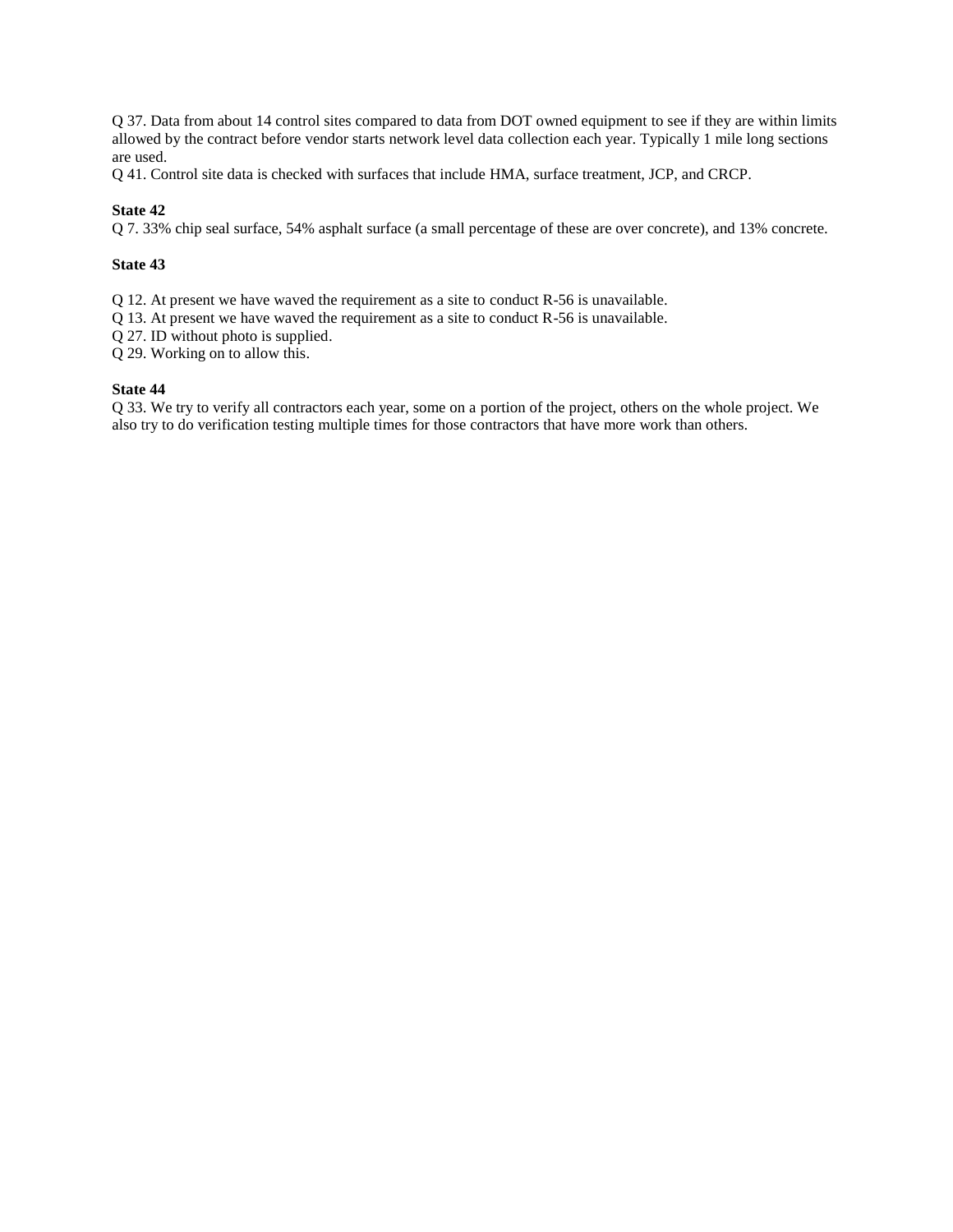Q 37. Data from about 14 control sites compared to data from DOT owned equipment to see if they are within limits allowed by the contract before vendor starts network level data collection each year. Typically 1 mile long sections are used.

Q 41. Control site data is checked with surfaces that include HMA, surface treatment, JCP, and CRCP.

**State 42**

Q 7. 33% chip seal surface, 54% asphalt surface (a small percentage of these are over concrete), and 13% concrete.

**State 43**

Q 12. At present we have waved the requirement as a site to conduct R-56 is unavailable.

Q 13. At present we have waved the requirement as a site to conduct R-56 is unavailable.

Q 27. ID without photo is supplied.

Q 29. Working on to allow this.

**State 44**

Q 33. We try to verify all contractors each year, some on a portion of the project, others on the whole project. We also try to do verification testing multiple times for those contractors that have more work than others.